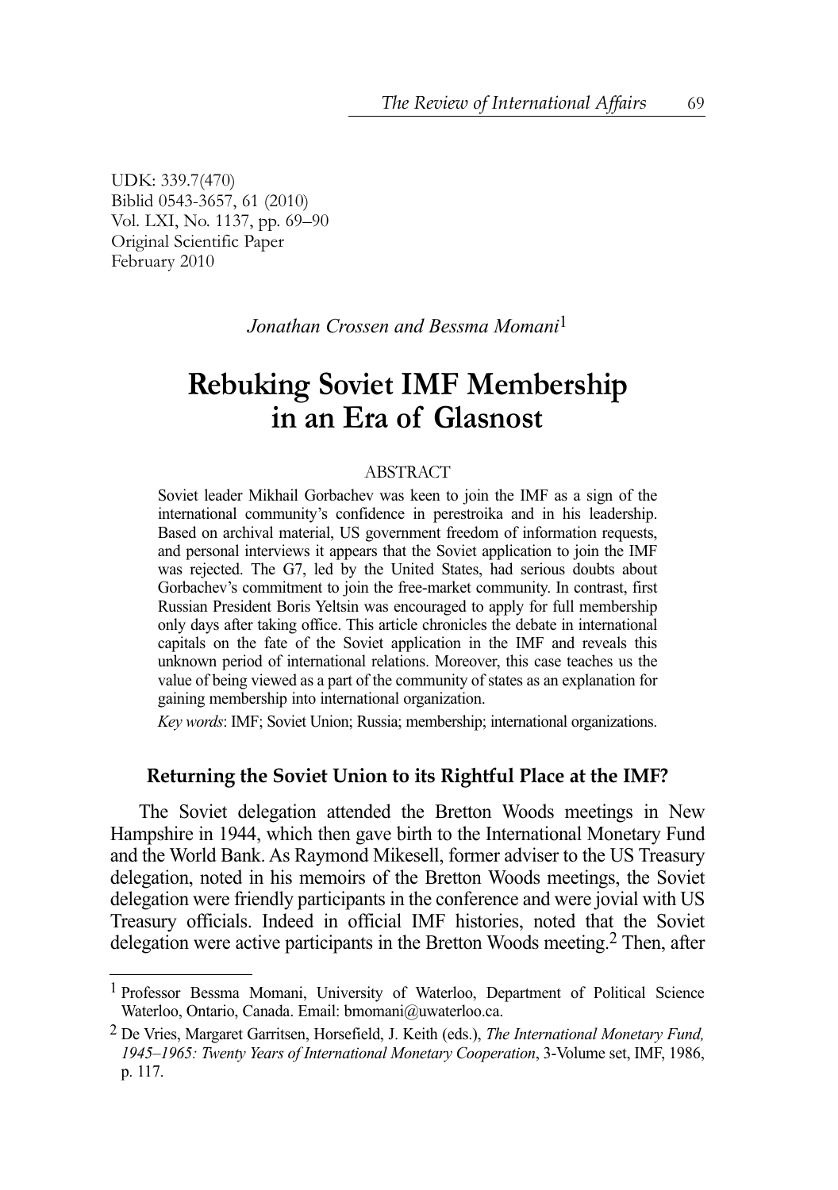UDK: 339.7(470)
Biblid 0543-3657, 61 (2010)
Vol. LXI, No. 1137, pp. 69–90
Original Scientific Paper
February 2010

*Jonathan Crossen and Bessma Momani*[1]

# Rebuking Soviet IMF Membership in an Era of Glasnost

ABSTRACT

Soviet leader Mikhail Gorbachev was keen to join the IMF as a sign of the international community's confidence in perestroika and in his leadership. Based on archival material, US government freedom of information requests, and personal interviews it appears that the Soviet application to join the IMF was rejected. The G7, led by the United States, had serious doubts about Gorbachev's commitment to join the free-market community. In contrast, first Russian President Boris Yeltsin was encouraged to apply for full membership only days after taking office. This article chronicles the debate in international capitals on the fate of the Soviet application in the IMF and reveals this unknown period of international relations. Moreover, this case teaches us the value of being viewed as a part of the community of states as an explanation for gaining membership into international organization.

*Key words*: IMF; Soviet Union; Russia; membership; international organizations.

## Returning the Soviet Union to its Rightful Place at the IMF?

The Soviet delegation attended the Bretton Woods meetings in New Hampshire in 1944, which then gave birth to the International Monetary Fund and the World Bank. As Raymond Mikesell, former adviser to the US Treasury delegation, noted in his memoirs of the Bretton Woods meetings, the Soviet delegation were friendly participants in the conference and were jovial with US Treasury officials. Indeed in official IMF histories, noted that the Soviet delegation were active participants in the Bretton Woods meeting.[2] Then, after

---

[1] Professor Bessma Momani, University of Waterloo, Department of Political Science Waterloo, Ontario, Canada. Email: bmomani@uwaterloo.ca.

[2] De Vries, Margaret Garritsen, Horsefield, J. Keith (eds.), *The International Monetary Fund, 1945–1965: Twenty Years of International Monetary Cooperation*, 3-Volume set, IMF, 1986, p. 117.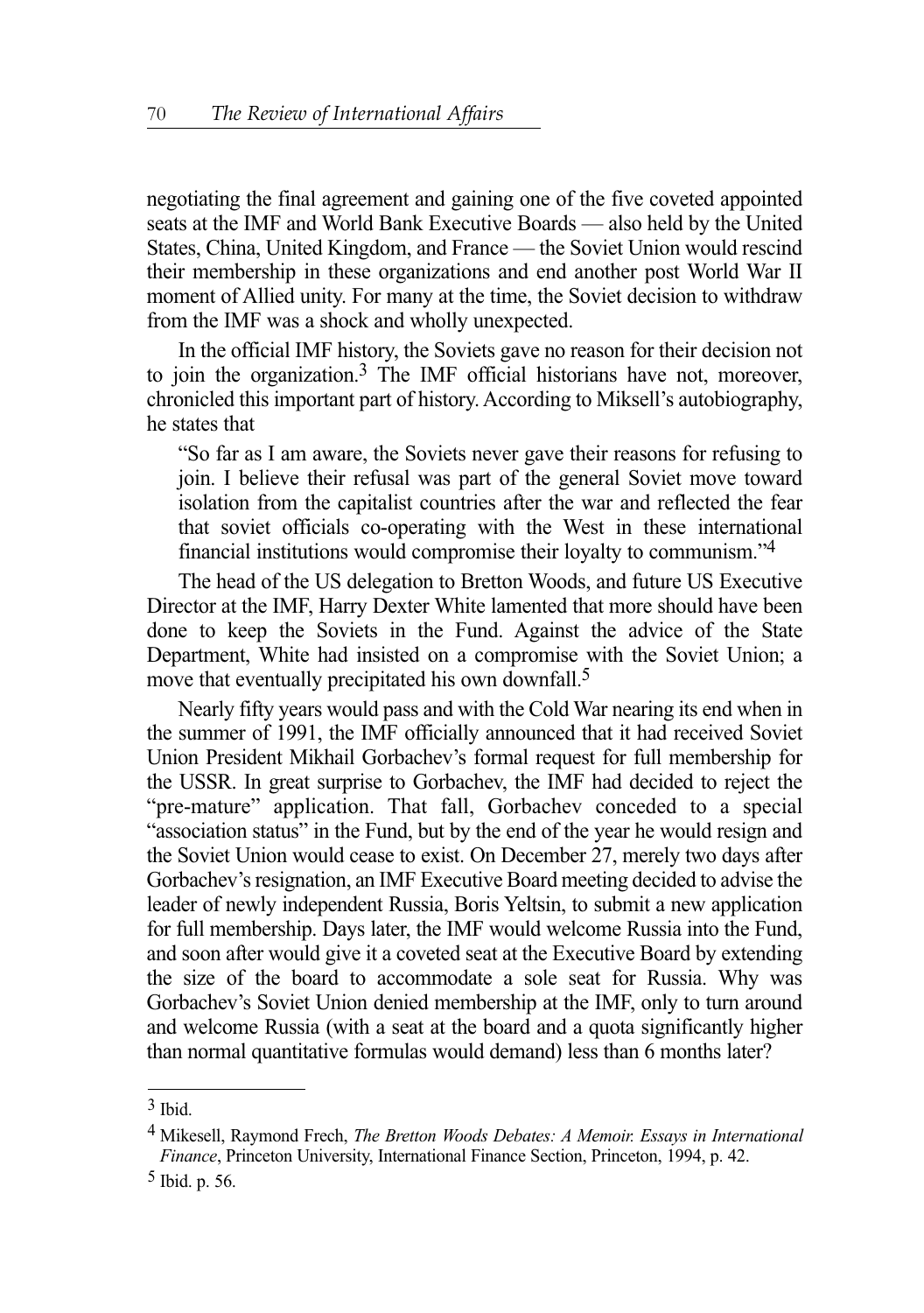negotiating the final agreement and gaining one of the five coveted appointed seats at the IMF and World Bank Executive Boards — also held by the United States, China, United Kingdom, and France — the Soviet Union would rescind their membership in these organizations and end another post World War II moment of Allied unity. For many at the time, the Soviet decision to withdraw from the IMF was a shock and wholly unexpected.

In the official IMF history, the Soviets gave no reason for their decision not to join the organization.[3] The IMF official historians have not, moreover, chronicled this important part of history. According to Miksell's autobiography, he states that

> "So far as I am aware, the Soviets never gave their reasons for refusing to join. I believe their refusal was part of the general Soviet move toward isolation from the capitalist countries after the war and reflected the fear that soviet officials co-operating with the West in these international financial institutions would compromise their loyalty to communism."[4]

The head of the US delegation to Bretton Woods, and future US Executive Director at the IMF, Harry Dexter White lamented that more should have been done to keep the Soviets in the Fund. Against the advice of the State Department, White had insisted on a compromise with the Soviet Union; a move that eventually precipitated his own downfall.[5]

Nearly fifty years would pass and with the Cold War nearing its end when in the summer of 1991, the IMF officially announced that it had received Soviet Union President Mikhail Gorbachev's formal request for full membership for the USSR. In great surprise to Gorbachev, the IMF had decided to reject the "pre-mature" application. That fall, Gorbachev conceded to a special "association status" in the Fund, but by the end of the year he would resign and the Soviet Union would cease to exist. On December 27, merely two days after Gorbachev's resignation, an IMF Executive Board meeting decided to advise the leader of newly independent Russia, Boris Yeltsin, to submit a new application for full membership. Days later, the IMF would welcome Russia into the Fund, and soon after would give it a coveted seat at the Executive Board by extending the size of the board to accommodate a sole seat for Russia. Why was Gorbachev's Soviet Union denied membership at the IMF, only to turn around and welcome Russia (with a seat at the board and a quota significantly higher than normal quantitative formulas would demand) less than 6 months later?

---

[3] Ibid.

[4] Mikesell, Raymond Frech, *The Bretton Woods Debates: A Memoir. Essays in International Finance*, Princeton University, International Finance Section, Princeton, 1994, p. 42.

[5] Ibid. p. 56.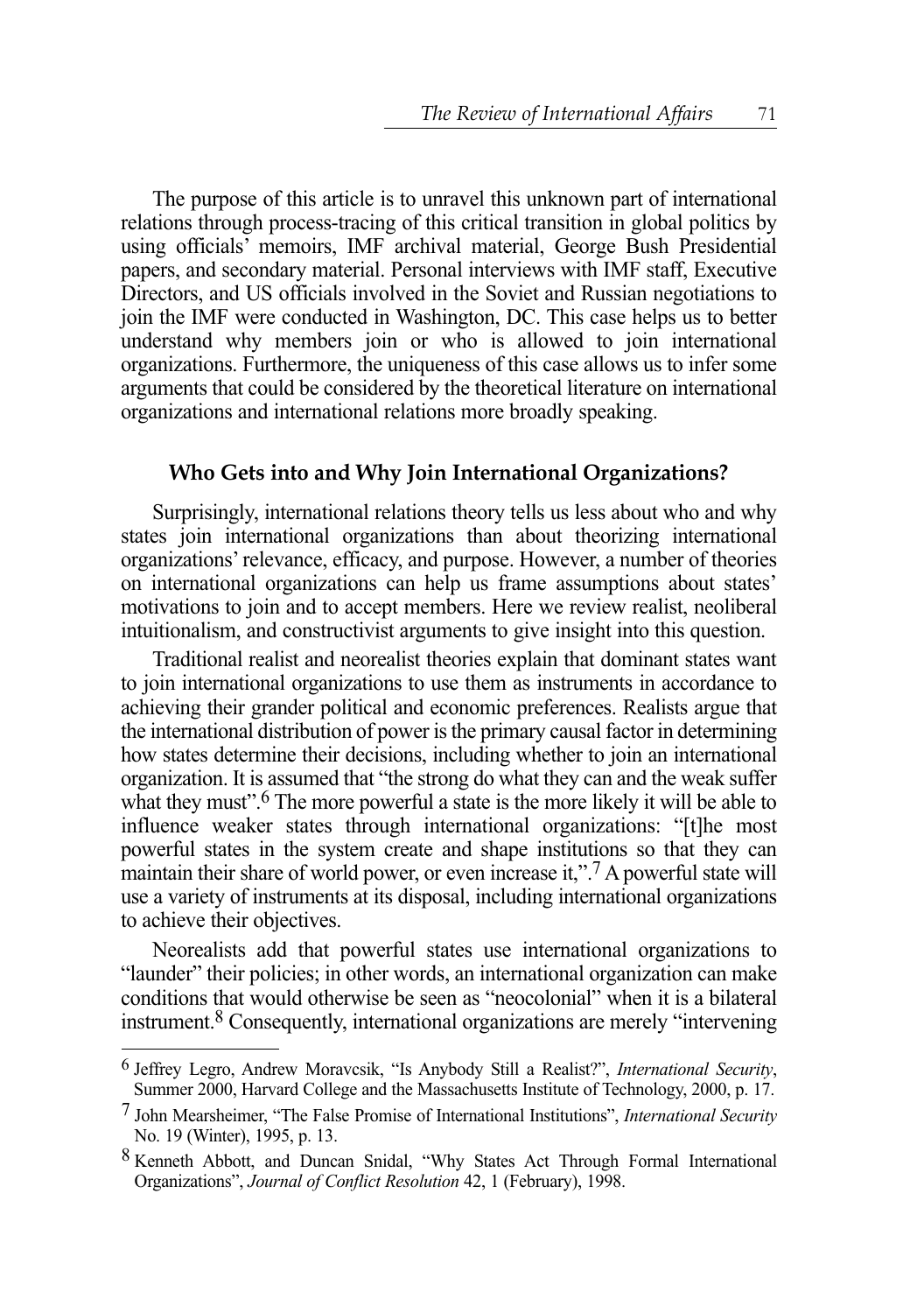The purpose of this article is to unravel this unknown part of international relations through process-tracing of this critical transition in global politics by using officials' memoirs, IMF archival material, George Bush Presidential papers, and secondary material. Personal interviews with IMF staff, Executive Directors, and US officials involved in the Soviet and Russian negotiations to join the IMF were conducted in Washington, DC. This case helps us to better understand why members join or who is allowed to join international organizations. Furthermore, the uniqueness of this case allows us to infer some arguments that could be considered by the theoretical literature on international organizations and international relations more broadly speaking.

## Who Gets into and Why Join International Organizations?

Surprisingly, international relations theory tells us less about who and why states join international organizations than about theorizing international organizations' relevance, efficacy, and purpose. However, a number of theories on international organizations can help us frame assumptions about states' motivations to join and to accept members. Here we review realist, neoliberal intuitionalism, and constructivist arguments to give insight into this question.

Traditional realist and neorealist theories explain that dominant states want to join international organizations to use them as instruments in accordance to achieving their grander political and economic preferences. Realists argue that the international distribution of power is the primary causal factor in determining how states determine their decisions, including whether to join an international organization. It is assumed that "the strong do what they can and the weak suffer what they must".[6] The more powerful a state is the more likely it will be able to influence weaker states through international organizations: "[t]he most powerful states in the system create and shape institutions so that they can maintain their share of world power, or even increase it,".[7] A powerful state will use a variety of instruments at its disposal, including international organizations to achieve their objectives.

Neorealists add that powerful states use international organizations to "launder" their policies; in other words, an international organization can make conditions that would otherwise be seen as "neocolonial" when it is a bilateral instrument.[8] Consequently, international organizations are merely "intervening

---

[6] Jeffrey Legro, Andrew Moravcsik, "Is Anybody Still a Realist?", *International Security*, Summer 2000, Harvard College and the Massachusetts Institute of Technology, 2000, p. 17.

[7] John Mearsheimer, "The False Promise of International Institutions", *International Security* No. 19 (Winter), 1995, p. 13.

[8] Kenneth Abbott, and Duncan Snidal, "Why States Act Through Formal International Organizations", *Journal of Conflict Resolution* 42, 1 (February), 1998.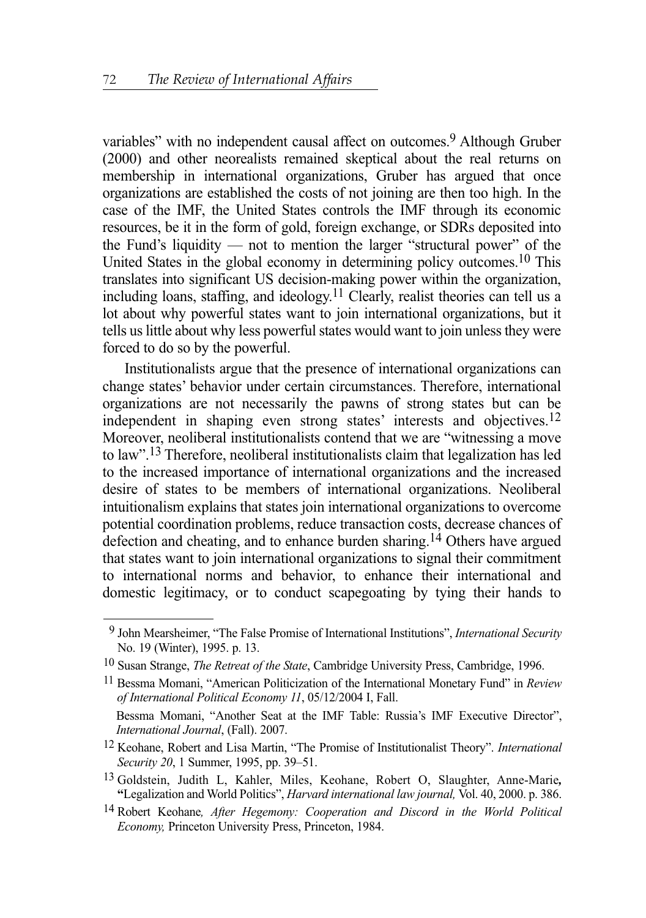variables" with no independent causal affect on outcomes.[9] Although Gruber (2000) and other neorealists remained skeptical about the real returns on membership in international organizations, Gruber has argued that once organizations are established the costs of not joining are then too high. In the case of the IMF, the United States controls the IMF through its economic resources, be it in the form of gold, foreign exchange, or SDRs deposited into the Fund's liquidity — not to mention the larger "structural power" of the United States in the global economy in determining policy outcomes.[10] This translates into significant US decision-making power within the organization, including loans, staffing, and ideology.[11] Clearly, realist theories can tell us a lot about why powerful states want to join international organizations, but it tells us little about why less powerful states would want to join unless they were forced to do so by the powerful.

Institutionalists argue that the presence of international organizations can change states' behavior under certain circumstances. Therefore, international organizations are not necessarily the pawns of strong states but can be independent in shaping even strong states' interests and objectives.[12] Moreover, neoliberal institutionalists contend that we are "witnessing a move to law".[13] Therefore, neoliberal institutionalists claim that legalization has led to the increased importance of international organizations and the increased desire of states to be members of international organizations. Neoliberal intuitionalism explains that states join international organizations to overcome potential coordination problems, reduce transaction costs, decrease chances of defection and cheating, and to enhance burden sharing.[14] Others have argued that states want to join international organizations to signal their commitment to international norms and behavior, to enhance their international and domestic legitimacy, or to conduct scapegoating by tying their hands to

---

[9] John Mearsheimer, "The False Promise of International Institutions", *International Security* No. 19 (Winter), 1995. p. 13.

[10] Susan Strange, *The Retreat of the State*, Cambridge University Press, Cambridge, 1996.

[11] Bessma Momani, "American Politicization of the International Monetary Fund" in *Review of International Political Economy 11*, 05/12/2004 I, Fall.

Bessma Momani, "Another Seat at the IMF Table: Russia's IMF Executive Director", *International Journal*, (Fall). 2007.

[12] Keohane, Robert and Lisa Martin, "The Promise of Institutionalist Theory". *International Security 20*, 1 Summer, 1995, pp. 39–51.

[13] Goldstein, Judith L, Kahler, Miles, Keohane, Robert O, Slaughter, Anne-Marie, "Legalization and World Politics", *Harvard international law journal,* Vol. 40, 2000. p. 386.

[14] Robert Keohane*, After Hegemony: Cooperation and Discord in the World Political Economy,* Princeton University Press, Princeton, 1984.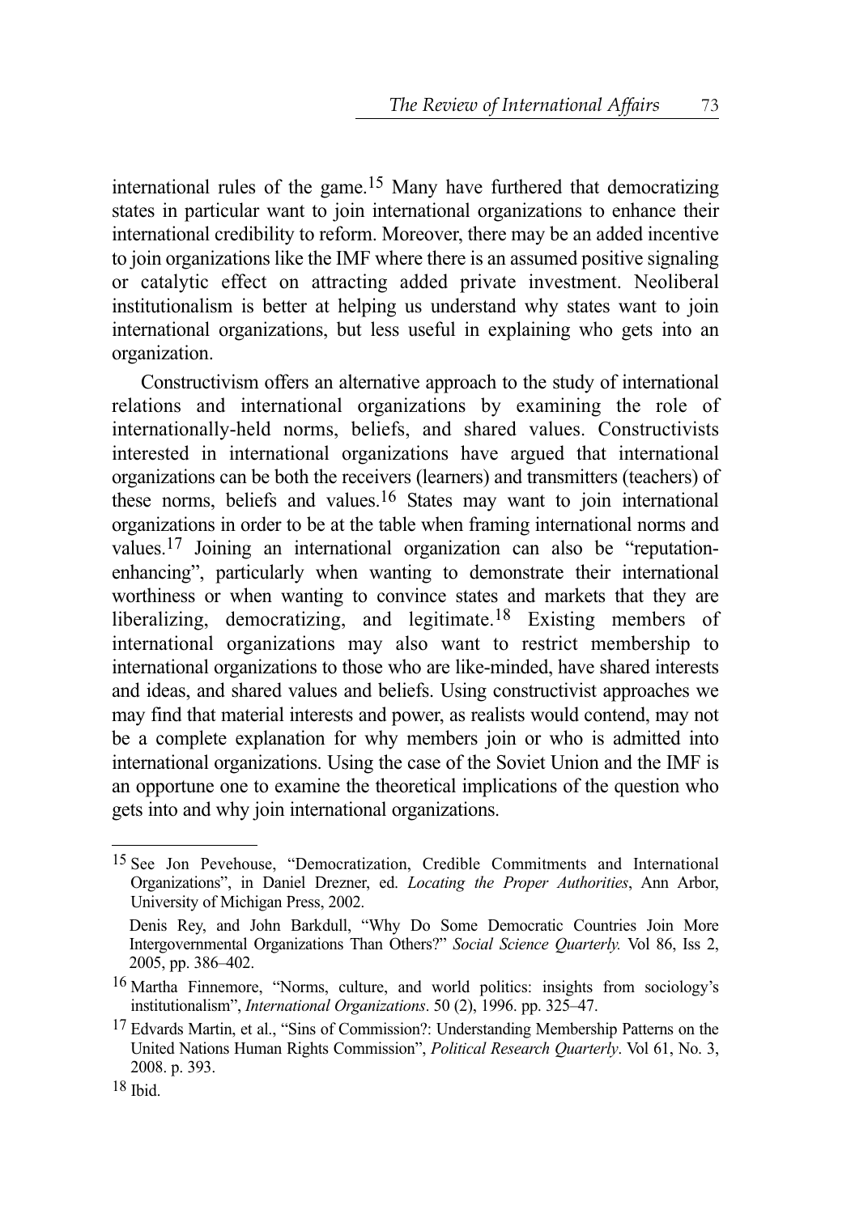international rules of the game.[15] Many have furthered that democratizing states in particular want to join international organizations to enhance their international credibility to reform. Moreover, there may be an added incentive to join organizations like the IMF where there is an assumed positive signaling or catalytic effect on attracting added private investment. Neoliberal institutionalism is better at helping us understand why states want to join international organizations, but less useful in explaining who gets into an organization.

Constructivism offers an alternative approach to the study of international relations and international organizations by examining the role of internationally-held norms, beliefs, and shared values. Constructivists interested in international organizations have argued that international organizations can be both the receivers (learners) and transmitters (teachers) of these norms, beliefs and values.[16] States may want to join international organizations in order to be at the table when framing international norms and values.[17] Joining an international organization can also be "reputation-enhancing", particularly when wanting to demonstrate their international worthiness or when wanting to convince states and markets that they are liberalizing, democratizing, and legitimate.[18] Existing members of international organizations may also want to restrict membership to international organizations to those who are like-minded, have shared interests and ideas, and shared values and beliefs. Using constructivist approaches we may find that material interests and power, as realists would contend, may not be a complete explanation for why members join or who is admitted into international organizations. Using the case of the Soviet Union and the IMF is an opportune one to examine the theoretical implications of the question who gets into and why join international organizations.

---

[15] See Jon Pevehouse, "Democratization, Credible Commitments and International Organizations", in Daniel Drezner, ed. *Locating the Proper Authorities*, Ann Arbor, University of Michigan Press, 2002.

Denis Rey, and John Barkdull, "Why Do Some Democratic Countries Join More Intergovernmental Organizations Than Others?" *Social Science Quarterly.* Vol 86, Iss 2, 2005, pp. 386–402.

[16] Martha Finnemore, "Norms, culture, and world politics: insights from sociology's institutionalism", *International Organizations*. 50 (2), 1996. pp. 325–47.

[17] Edvards Martin, et al., "Sins of Commission?: Understanding Membership Patterns on the United Nations Human Rights Commission", *Political Research Quarterly*. Vol 61, No. 3, 2008. p. 393.

[18] Ibid.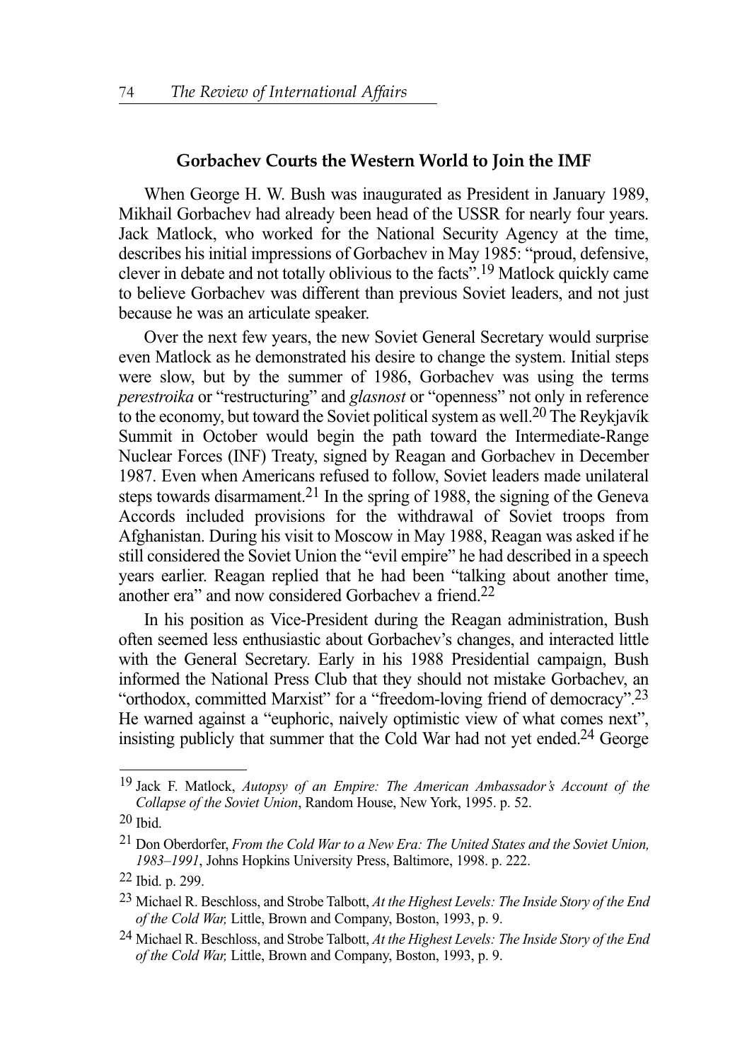## Gorbachev Courts the Western World to Join the IMF

When George H. W. Bush was inaugurated as President in January 1989, Mikhail Gorbachev had already been head of the USSR for nearly four years. Jack Matlock, who worked for the National Security Agency at the time, describes his initial impressions of Gorbachev in May 1985: "proud, defensive, clever in debate and not totally oblivious to the facts".[19] Matlock quickly came to believe Gorbachev was different than previous Soviet leaders, and not just because he was an articulate speaker.

Over the next few years, the new Soviet General Secretary would surprise even Matlock as he demonstrated his desire to change the system. Initial steps were slow, but by the summer of 1986, Gorbachev was using the terms *perestroika* or "restructuring" and *glasnost* or "openness" not only in reference to the economy, but toward the Soviet political system as well.[20] The Reykjavík Summit in October would begin the path toward the Intermediate-Range Nuclear Forces (INF) Treaty, signed by Reagan and Gorbachev in December 1987. Even when Americans refused to follow, Soviet leaders made unilateral steps towards disarmament.[21] In the spring of 1988, the signing of the Geneva Accords included provisions for the withdrawal of Soviet troops from Afghanistan. During his visit to Moscow in May 1988, Reagan was asked if he still considered the Soviet Union the "evil empire" he had described in a speech years earlier. Reagan replied that he had been "talking about another time, another era" and now considered Gorbachev a friend.[22]

In his position as Vice-President during the Reagan administration, Bush often seemed less enthusiastic about Gorbachev's changes, and interacted little with the General Secretary. Early in his 1988 Presidential campaign, Bush informed the National Press Club that they should not mistake Gorbachev, an "orthodox, committed Marxist" for a "freedom-loving friend of democracy".[23] He warned against a "euphoric, naively optimistic view of what comes next", insisting publicly that summer that the Cold War had not yet ended.[24] George

---

[19] Jack F. Matlock, *Autopsy of an Empire: The American Ambassador's Account of the Collapse of the Soviet Union*, Random House, New York, 1995. p. 52.

[20] Ibid.

[21] Don Oberdorfer, *From the Cold War to a New Era: The United States and the Soviet Union, 1983–1991*, Johns Hopkins University Press, Baltimore, 1998. p. 222.

[22] Ibid. p. 299.

[23] Michael R. Beschloss, and Strobe Talbott, *At the Highest Levels: The Inside Story of the End of the Cold War,* Little, Brown and Company, Boston, 1993, p. 9.

[24] Michael R. Beschloss, and Strobe Talbott, *At the Highest Levels: The Inside Story of the End of the Cold War,* Little, Brown and Company, Boston, 1993, p. 9.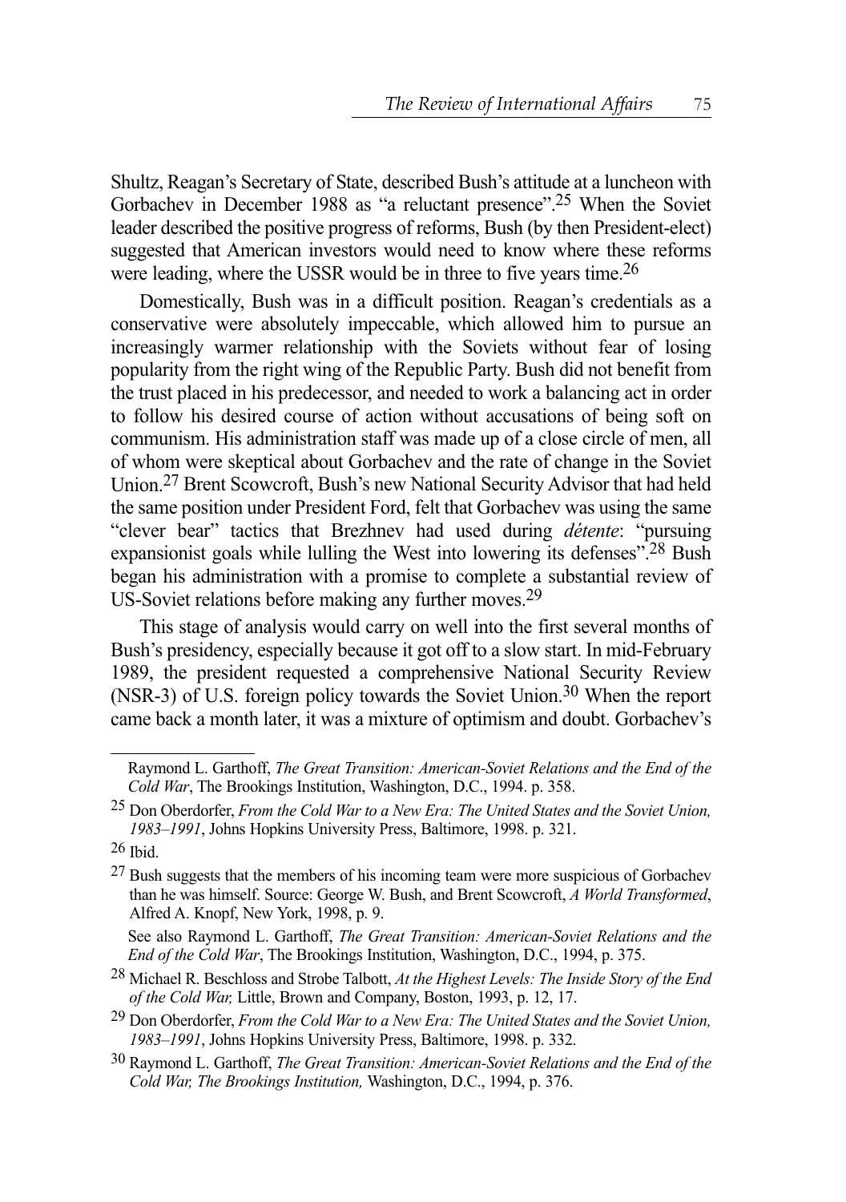Shultz, Reagan's Secretary of State, described Bush's attitude at a luncheon with Gorbachev in December 1988 as "a reluctant presence".[25] When the Soviet leader described the positive progress of reforms, Bush (by then President-elect) suggested that American investors would need to know where these reforms were leading, where the USSR would be in three to five years time.[26]

Domestically, Bush was in a difficult position. Reagan's credentials as a conservative were absolutely impeccable, which allowed him to pursue an increasingly warmer relationship with the Soviets without fear of losing popularity from the right wing of the Republic Party. Bush did not benefit from the trust placed in his predecessor, and needed to work a balancing act in order to follow his desired course of action without accusations of being soft on communism. His administration staff was made up of a close circle of men, all of whom were skeptical about Gorbachev and the rate of change in the Soviet Union.[27] Brent Scowcroft, Bush's new National Security Advisor that had held the same position under President Ford, felt that Gorbachev was using the same "clever bear" tactics that Brezhnev had used during *détente*: "pursuing expansionist goals while lulling the West into lowering its defenses".[28] Bush began his administration with a promise to complete a substantial review of US-Soviet relations before making any further moves.[29]

This stage of analysis would carry on well into the first several months of Bush's presidency, especially because it got off to a slow start. In mid-February 1989, the president requested a comprehensive National Security Review (NSR-3) of U.S. foreign policy towards the Soviet Union.[30] When the report came back a month later, it was a mixture of optimism and doubt. Gorbachev's

---

Raymond L. Garthoff, *The Great Transition: American-Soviet Relations and the End of the Cold War*, The Brookings Institution, Washington, D.C., 1994. p. 358.

[25] Don Oberdorfer, *From the Cold War to a New Era: The United States and the Soviet Union, 1983–1991*, Johns Hopkins University Press, Baltimore, 1998. p. 321.

[26] Ibid.

[27] Bush suggests that the members of his incoming team were more suspicious of Gorbachev than he was himself. Source: George W. Bush, and Brent Scowcroft, *A World Transformed*, Alfred A. Knopf, New York, 1998, p. 9.

See also Raymond L. Garthoff, *The Great Transition: American-Soviet Relations and the End of the Cold War*, The Brookings Institution, Washington, D.C., 1994, p. 375.

[28] Michael R. Beschloss and Strobe Talbott, *At the Highest Levels: The Inside Story of the End of the Cold War,* Little, Brown and Company, Boston, 1993, p. 12, 17.

[29] Don Oberdorfer, *From the Cold War to a New Era: The United States and the Soviet Union, 1983–1991*, Johns Hopkins University Press, Baltimore, 1998. p. 332.

[30] Raymond L. Garthoff, *The Great Transition: American-Soviet Relations and the End of the Cold War, The Brookings Institution,* Washington, D.C., 1994, p. 376.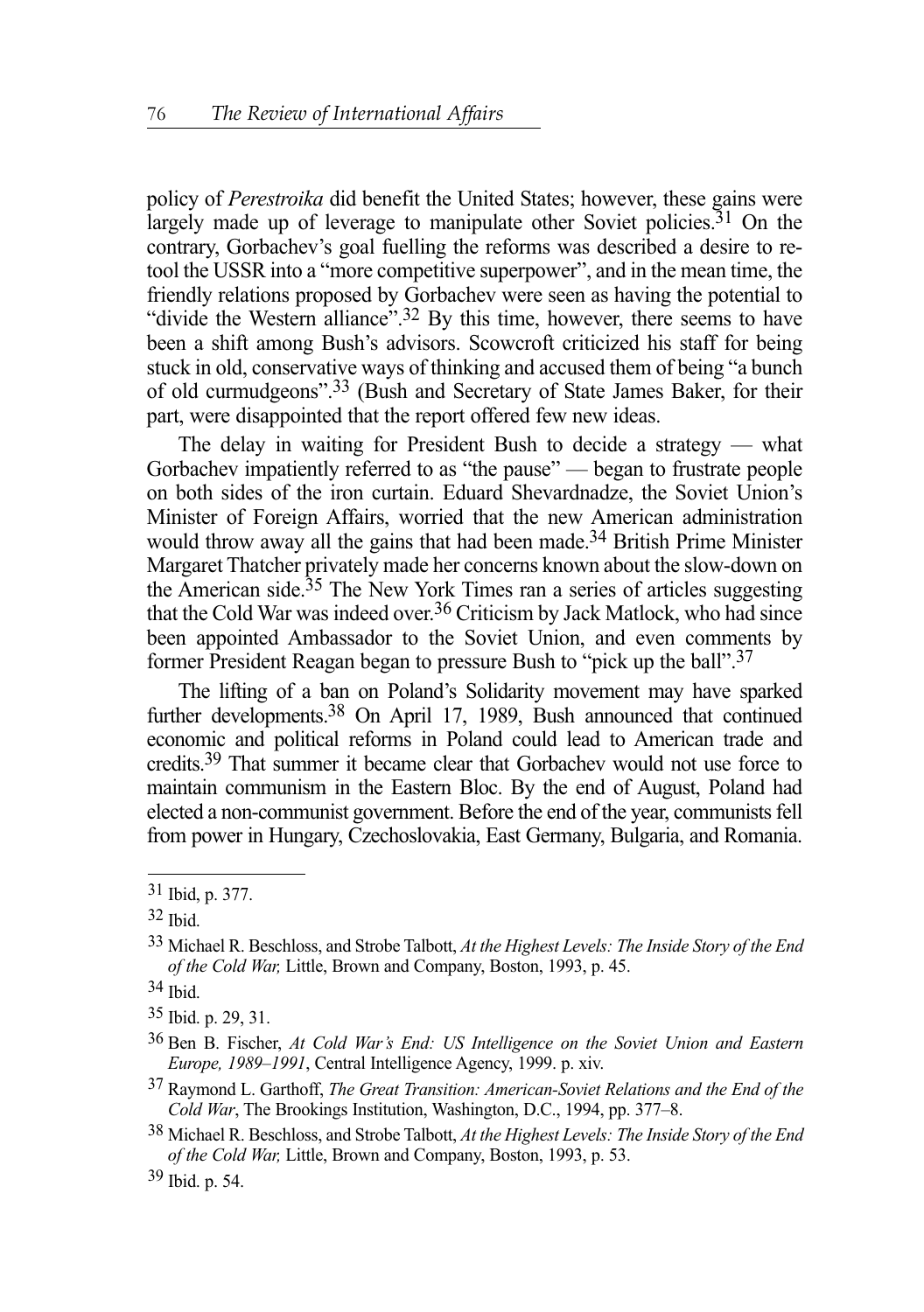policy of *Perestroika* did benefit the United States; however, these gains were largely made up of leverage to manipulate other Soviet policies.[31] On the contrary, Gorbachev's goal fuelling the reforms was described a desire to re-tool the USSR into a "more competitive superpower", and in the mean time, the friendly relations proposed by Gorbachev were seen as having the potential to "divide the Western alliance".[32] By this time, however, there seems to have been a shift among Bush's advisors. Scowcroft criticized his staff for being stuck in old, conservative ways of thinking and accused them of being "a bunch of old curmudgeons".[33] (Bush and Secretary of State James Baker, for their part, were disappointed that the report offered few new ideas.

The delay in waiting for President Bush to decide a strategy — what Gorbachev impatiently referred to as "the pause" — began to frustrate people on both sides of the iron curtain. Eduard Shevardnadze, the Soviet Union's Minister of Foreign Affairs, worried that the new American administration would throw away all the gains that had been made.[34] British Prime Minister Margaret Thatcher privately made her concerns known about the slow-down on the American side.[35] The New York Times ran a series of articles suggesting that the Cold War was indeed over.[36] Criticism by Jack Matlock, who had since been appointed Ambassador to the Soviet Union, and even comments by former President Reagan began to pressure Bush to "pick up the ball".[37]

The lifting of a ban on Poland's Solidarity movement may have sparked further developments.[38] On April 17, 1989, Bush announced that continued economic and political reforms in Poland could lead to American trade and credits.[39] That summer it became clear that Gorbachev would not use force to maintain communism in the Eastern Bloc. By the end of August, Poland had elected a non-communist government. Before the end of the year, communists fell from power in Hungary, Czechoslovakia, East Germany, Bulgaria, and Romania.

---

[31] Ibid, p. 377.

[32] Ibid.

[33] Michael R. Beschloss, and Strobe Talbott, *At the Highest Levels: The Inside Story of the End of the Cold War,* Little, Brown and Company, Boston, 1993, p. 45.

[34] Ibid.

[35] Ibid. p. 29, 31.

[36] Ben B. Fischer, *At Cold War's End: US Intelligence on the Soviet Union and Eastern Europe, 1989–1991*, Central Intelligence Agency, 1999. p. xiv.

[37] Raymond L. Garthoff, *The Great Transition: American-Soviet Relations and the End of the Cold War*, The Brookings Institution, Washington, D.C., 1994, pp. 377–8.

[38] Michael R. Beschloss, and Strobe Talbott, *At the Highest Levels: The Inside Story of the End of the Cold War,* Little, Brown and Company, Boston, 1993, p. 53.

[39] Ibid. p. 54.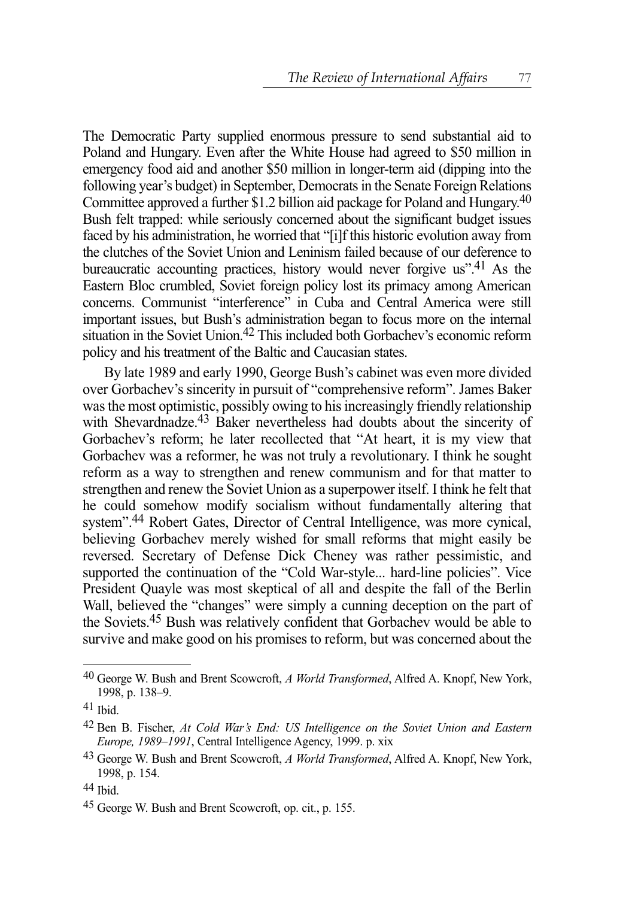The Democratic Party supplied enormous pressure to send substantial aid to Poland and Hungary. Even after the White House had agreed to \$50 million in emergency food aid and another \$50 million in longer-term aid (dipping into the following year's budget) in September, Democrats in the Senate Foreign Relations Committee approved a further \$1.2 billion aid package for Poland and Hungary.[40] Bush felt trapped: while seriously concerned about the significant budget issues faced by his administration, he worried that "[i]f this historic evolution away from the clutches of the Soviet Union and Leninism failed because of our deference to bureaucratic accounting practices, history would never forgive us".[41] As the Eastern Bloc crumbled, Soviet foreign policy lost its primacy among American concerns. Communist "interference" in Cuba and Central America were still important issues, but Bush's administration began to focus more on the internal situation in the Soviet Union.[42] This included both Gorbachev's economic reform policy and his treatment of the Baltic and Caucasian states.

By late 1989 and early 1990, George Bush's cabinet was even more divided over Gorbachev's sincerity in pursuit of "comprehensive reform". James Baker was the most optimistic, possibly owing to his increasingly friendly relationship with Shevardnadze.[43] Baker nevertheless had doubts about the sincerity of Gorbachev's reform; he later recollected that "At heart, it is my view that Gorbachev was a reformer, he was not truly a revolutionary. I think he sought reform as a way to strengthen and renew communism and for that matter to strengthen and renew the Soviet Union as a superpower itself. I think he felt that he could somehow modify socialism without fundamentally altering that system".[44] Robert Gates, Director of Central Intelligence, was more cynical, believing Gorbachev merely wished for small reforms that might easily be reversed. Secretary of Defense Dick Cheney was rather pessimistic, and supported the continuation of the "Cold War-style... hard-line policies". Vice President Quayle was most skeptical of all and despite the fall of the Berlin Wall, believed the "changes" were simply a cunning deception on the part of the Soviets.[45] Bush was relatively confident that Gorbachev would be able to survive and make good on his promises to reform, but was concerned about the

---

40 George W. Bush and Brent Scowcroft, *A World Transformed*, Alfred A. Knopf, New York, 1998, p. 138–9.

41 Ibid.

42 Ben B. Fischer, *At Cold War's End: US Intelligence on the Soviet Union and Eastern Europe, 1989–1991*, Central Intelligence Agency, 1999. p. xix

43 George W. Bush and Brent Scowcroft, *A World Transformed*, Alfred A. Knopf, New York, 1998, p. 154.

44 Ibid.

45 George W. Bush and Brent Scowcroft, op. cit., p. 155.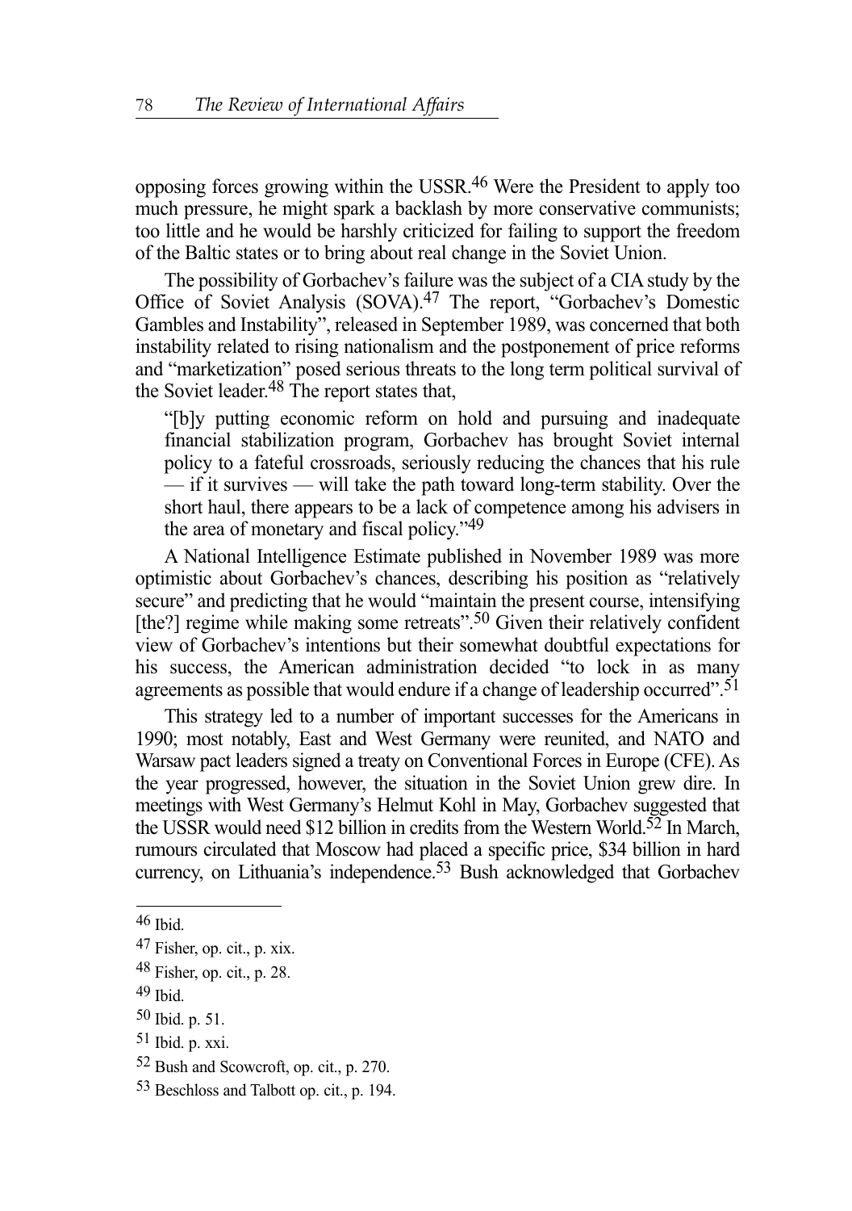opposing forces growing within the USSR.[46] Were the President to apply too much pressure, he might spark a backlash by more conservative communists; too little and he would be harshly criticized for failing to support the freedom of the Baltic states or to bring about real change in the Soviet Union.

The possibility of Gorbachev's failure was the subject of a CIA study by the Office of Soviet Analysis (SOVA).[47] The report, "Gorbachev's Domestic Gambles and Instability", released in September 1989, was concerned that both instability related to rising nationalism and the postponement of price reforms and "marketization" posed serious threats to the long term political survival of the Soviet leader.[48] The report states that,

> "[b]y putting economic reform on hold and pursuing and inadequate financial stabilization program, Gorbachev has brought Soviet internal policy to a fateful crossroads, seriously reducing the chances that his rule — if it survives — will take the path toward long-term stability. Over the short haul, there appears to be a lack of competence among his advisers in the area of monetary and fiscal policy."[49]

A National Intelligence Estimate published in November 1989 was more optimistic about Gorbachev's chances, describing his position as "relatively secure" and predicting that he would "maintain the present course, intensifying [the?] regime while making some retreats".[50] Given their relatively confident view of Gorbachev's intentions but their somewhat doubtful expectations for his success, the American administration decided "to lock in as many agreements as possible that would endure if a change of leadership occurred".[51]

This strategy led to a number of important successes for the Americans in 1990; most notably, East and West Germany were reunited, and NATO and Warsaw pact leaders signed a treaty on Conventional Forces in Europe (CFE). As the year progressed, however, the situation in the Soviet Union grew dire. In meetings with West Germany's Helmut Kohl in May, Gorbachev suggested that the USSR would need $12 billion in credits from the Western World.[52] In March, rumours circulated that Moscow had placed a specific price, $34 billion in hard currency, on Lithuania's independence.[53] Bush acknowledged that Gorbachev

---

46 Ibid.

47 Fisher, op. cit., p. xix.

48 Fisher, op. cit., p. 28.

49 Ibid.

50 Ibid. p. 51.

51 Ibid. p. xxi.

52 Bush and Scowcroft, op. cit., p. 270.

53 Beschloss and Talbott op. cit., p. 194.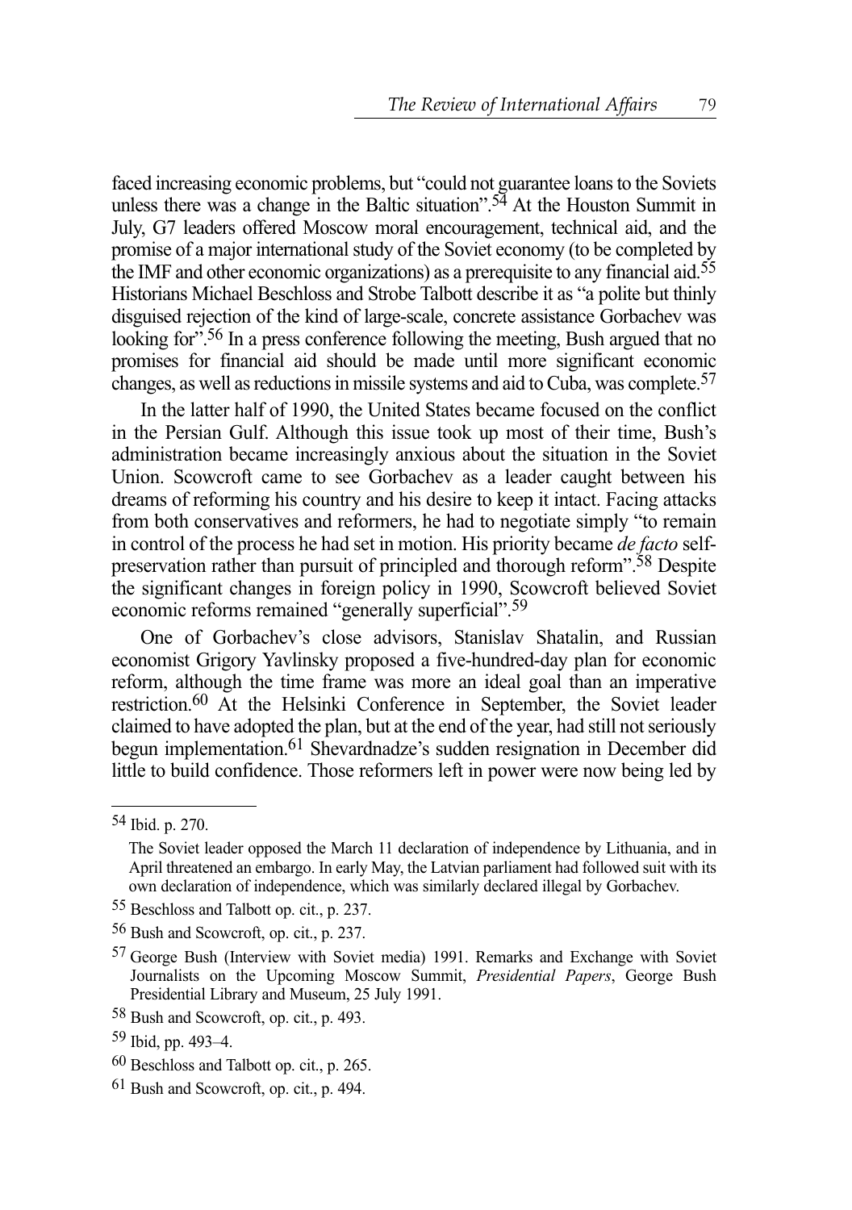faced increasing economic problems, but "could not guarantee loans to the Soviets unless there was a change in the Baltic situation".[54] At the Houston Summit in July, G7 leaders offered Moscow moral encouragement, technical aid, and the promise of a major international study of the Soviet economy (to be completed by the IMF and other economic organizations) as a prerequisite to any financial aid.[55] Historians Michael Beschloss and Strobe Talbott describe it as "a polite but thinly disguised rejection of the kind of large-scale, concrete assistance Gorbachev was looking for".[56] In a press conference following the meeting, Bush argued that no promises for financial aid should be made until more significant economic changes, as well as reductions in missile systems and aid to Cuba, was complete.[57]

In the latter half of 1990, the United States became focused on the conflict in the Persian Gulf. Although this issue took up most of their time, Bush's administration became increasingly anxious about the situation in the Soviet Union. Scowcroft came to see Gorbachev as a leader caught between his dreams of reforming his country and his desire to keep it intact. Facing attacks from both conservatives and reformers, he had to negotiate simply "to remain in control of the process he had set in motion. His priority became *de facto* self-preservation rather than pursuit of principled and thorough reform".[58] Despite the significant changes in foreign policy in 1990, Scowcroft believed Soviet economic reforms remained "generally superficial".[59]

One of Gorbachev's close advisors, Stanislav Shatalin, and Russian economist Grigory Yavlinsky proposed a five-hundred-day plan for economic reform, although the time frame was more an ideal goal than an imperative restriction.[60] At the Helsinki Conference in September, the Soviet leader claimed to have adopted the plan, but at the end of the year, had still not seriously begun implementation.[61] Shevardnadze's sudden resignation in December did little to build confidence. Those reformers left in power were now being led by

---

[54] Ibid. p. 270.

The Soviet leader opposed the March 11 declaration of independence by Lithuania, and in April threatened an embargo. In early May, the Latvian parliament had followed suit with its own declaration of independence, which was similarly declared illegal by Gorbachev.

[55] Beschloss and Talbott op. cit., p. 237.

[56] Bush and Scowcroft, op. cit., p. 237.

[57] George Bush (Interview with Soviet media) 1991. Remarks and Exchange with Soviet Journalists on the Upcoming Moscow Summit, *Presidential Papers*, George Bush Presidential Library and Museum, 25 July 1991.

[58] Bush and Scowcroft, op. cit., p. 493.

[59] Ibid, pp. 493–4.

[60] Beschloss and Talbott op. cit., p. 265.

[61] Bush and Scowcroft, op. cit., p. 494.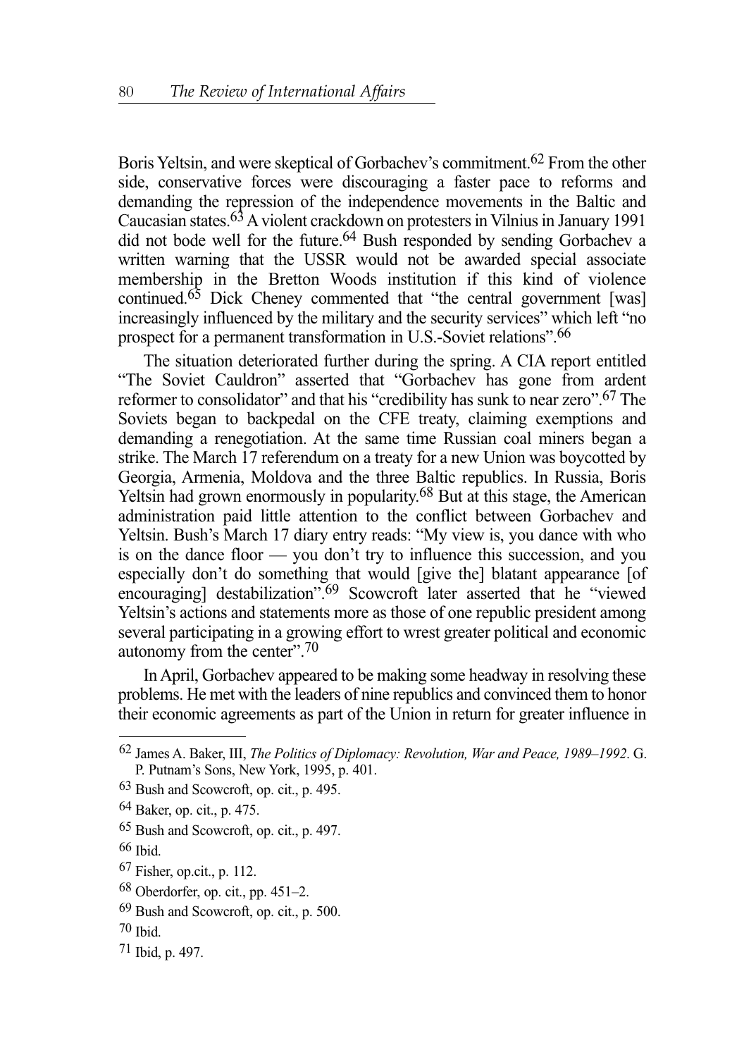Boris Yeltsin, and were skeptical of Gorbachev's commitment.[62] From the other side, conservative forces were discouraging a faster pace to reforms and demanding the repression of the independence movements in the Baltic and Caucasian states.[63] A violent crackdown on protesters in Vilnius in January 1991 did not bode well for the future.[64] Bush responded by sending Gorbachev a written warning that the USSR would not be awarded special associate membership in the Bretton Woods institution if this kind of violence continued.[65] Dick Cheney commented that "the central government [was] increasingly influenced by the military and the security services" which left "no prospect for a permanent transformation in U.S.-Soviet relations".[66]

The situation deteriorated further during the spring. A CIA report entitled "The Soviet Cauldron" asserted that "Gorbachev has gone from ardent reformer to consolidator" and that his "credibility has sunk to near zero".[67] The Soviets began to backpedal on the CFE treaty, claiming exemptions and demanding a renegotiation. At the same time Russian coal miners began a strike. The March 17 referendum on a treaty for a new Union was boycotted by Georgia, Armenia, Moldova and the three Baltic republics. In Russia, Boris Yeltsin had grown enormously in popularity.[68] But at this stage, the American administration paid little attention to the conflict between Gorbachev and Yeltsin. Bush's March 17 diary entry reads: "My view is, you dance with who is on the dance floor — you don't try to influence this succession, and you especially don't do something that would [give the] blatant appearance [of encouraging] destabilization".[69] Scowcroft later asserted that he "viewed Yeltsin's actions and statements more as those of one republic president among several participating in a growing effort to wrest greater political and economic autonomy from the center".[70]

In April, Gorbachev appeared to be making some headway in resolving these problems. He met with the leaders of nine republics and convinced them to honor their economic agreements as part of the Union in return for greater influence in

---

[62] James A. Baker, III, *The Politics of Diplomacy: Revolution, War and Peace, 1989–1992*. G. P. Putnam's Sons, New York, 1995, p. 401.

[63] Bush and Scowcroft, op. cit., p. 495.

[64] Baker, op. cit., p. 475.

[65] Bush and Scowcroft, op. cit., p. 497.

[66] Ibid.

[67] Fisher, op.cit., p. 112.

[68] Oberdorfer, op. cit., pp. 451–2.

[69] Bush and Scowcroft, op. cit., p. 500.

[70] Ibid.

[71] Ibid, p. 497.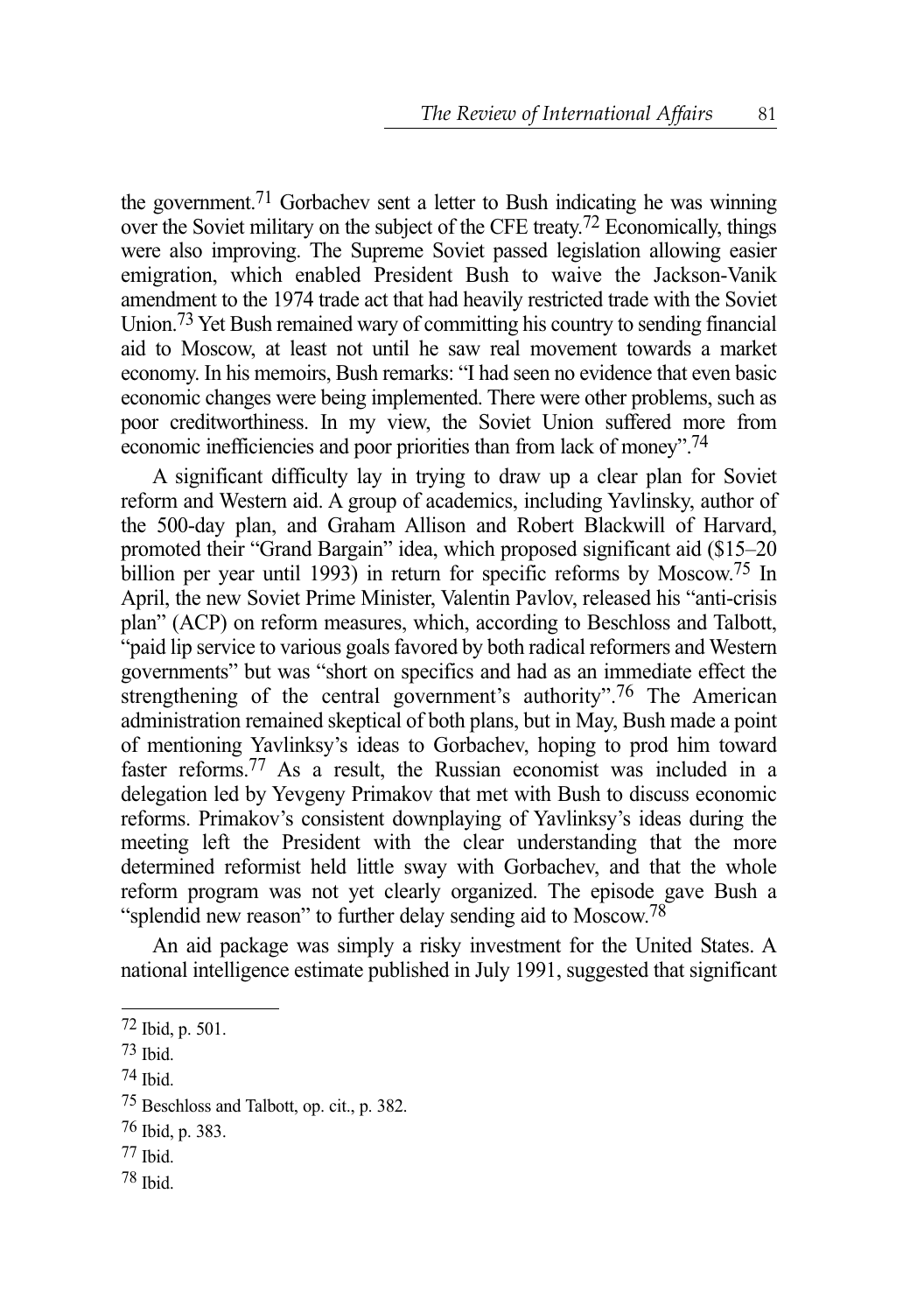the government.[71] Gorbachev sent a letter to Bush indicating he was winning over the Soviet military on the subject of the CFE treaty.[72] Economically, things were also improving. The Supreme Soviet passed legislation allowing easier emigration, which enabled President Bush to waive the Jackson-Vanik amendment to the 1974 trade act that had heavily restricted trade with the Soviet Union.[73] Yet Bush remained wary of committing his country to sending financial aid to Moscow, at least not until he saw real movement towards a market economy. In his memoirs, Bush remarks: "I had seen no evidence that even basic economic changes were being implemented. There were other problems, such as poor creditworthiness. In my view, the Soviet Union suffered more from economic inefficiencies and poor priorities than from lack of money".[74]

A significant difficulty lay in trying to draw up a clear plan for Soviet reform and Western aid. A group of academics, including Yavlinsky, author of the 500-day plan, and Graham Allison and Robert Blackwill of Harvard, promoted their "Grand Bargain" idea, which proposed significant aid ($15–20 billion per year until 1993) in return for specific reforms by Moscow.[75] In April, the new Soviet Prime Minister, Valentin Pavlov, released his "anti-crisis plan" (ACP) on reform measures, which, according to Beschloss and Talbott, "paid lip service to various goals favored by both radical reformers and Western governments" but was "short on specifics and had as an immediate effect the strengthening of the central government's authority".[76] The American administration remained skeptical of both plans, but in May, Bush made a point of mentioning Yavlinksy's ideas to Gorbachev, hoping to prod him toward faster reforms.[77] As a result, the Russian economist was included in a delegation led by Yevgeny Primakov that met with Bush to discuss economic reforms. Primakov's consistent downplaying of Yavlinksy's ideas during the meeting left the President with the clear understanding that the more determined reformist held little sway with Gorbachev, and that the whole reform program was not yet clearly organized. The episode gave Bush a "splendid new reason" to further delay sending aid to Moscow.[78]

An aid package was simply a risky investment for the United States. A national intelligence estimate published in July 1991, suggested that significant

---

[72] Ibid, p. 501.

[73] Ibid.

[74] Ibid.

[75] Beschloss and Talbott, op. cit., p. 382.

[76] Ibid, p. 383.

[77] Ibid.

[78] Ibid.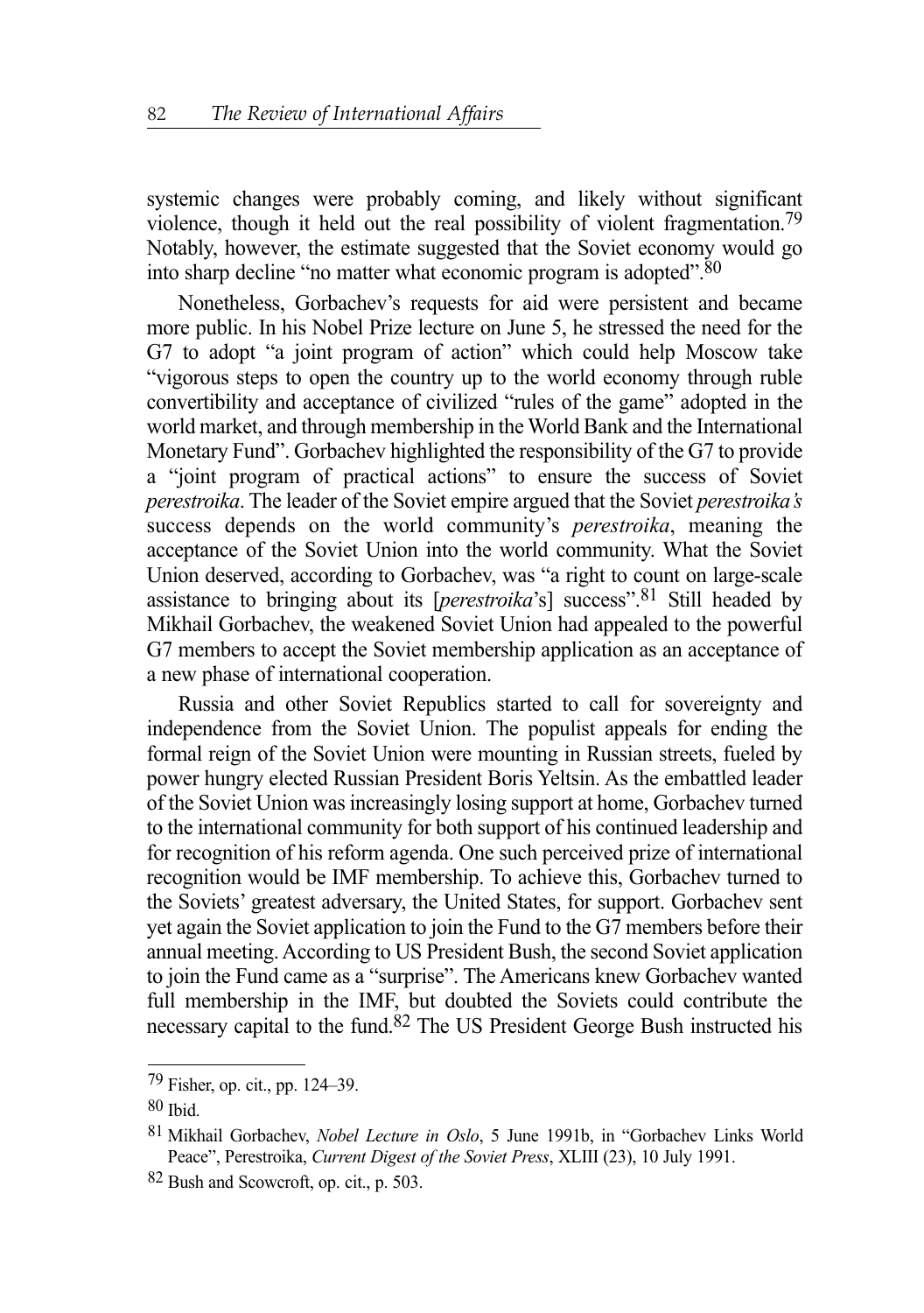systemic changes were probably coming, and likely without significant violence, though it held out the real possibility of violent fragmentation.[79] Notably, however, the estimate suggested that the Soviet economy would go into sharp decline "no matter what economic program is adopted".[80]

Nonetheless, Gorbachev's requests for aid were persistent and became more public. In his Nobel Prize lecture on June 5, he stressed the need for the G7 to adopt "a joint program of action" which could help Moscow take "vigorous steps to open the country up to the world economy through ruble convertibility and acceptance of civilized "rules of the game" adopted in the world market, and through membership in the World Bank and the International Monetary Fund". Gorbachev highlighted the responsibility of the G7 to provide a "joint program of practical actions" to ensure the success of Soviet *perestroika*. The leader of the Soviet empire argued that the Soviet *perestroika's* success depends on the world community's *perestroika*, meaning the acceptance of the Soviet Union into the world community. What the Soviet Union deserved, according to Gorbachev, was "a right to count on large-scale assistance to bringing about its [*perestroika*'s] success".[81] Still headed by Mikhail Gorbachev, the weakened Soviet Union had appealed to the powerful G7 members to accept the Soviet membership application as an acceptance of a new phase of international cooperation.

Russia and other Soviet Republics started to call for sovereignty and independence from the Soviet Union. The populist appeals for ending the formal reign of the Soviet Union were mounting in Russian streets, fueled by power hungry elected Russian President Boris Yeltsin. As the embattled leader of the Soviet Union was increasingly losing support at home, Gorbachev turned to the international community for both support of his continued leadership and for recognition of his reform agenda. One such perceived prize of international recognition would be IMF membership. To achieve this, Gorbachev turned to the Soviets' greatest adversary, the United States, for support. Gorbachev sent yet again the Soviet application to join the Fund to the G7 members before their annual meeting. According to US President Bush, the second Soviet application to join the Fund came as a "surprise". The Americans knew Gorbachev wanted full membership in the IMF, but doubted the Soviets could contribute the necessary capital to the fund.[82] The US President George Bush instructed his

---

[79] Fisher, op. cit., pp. 124–39.

[80] Ibid.

[81] Mikhail Gorbachev, *Nobel Lecture in Oslo*, 5 June 1991b, in "Gorbachev Links World Peace", Perestroika, *Current Digest of the Soviet Press*, XLIII (23), 10 July 1991.

[82] Bush and Scowcroft, op. cit., p. 503.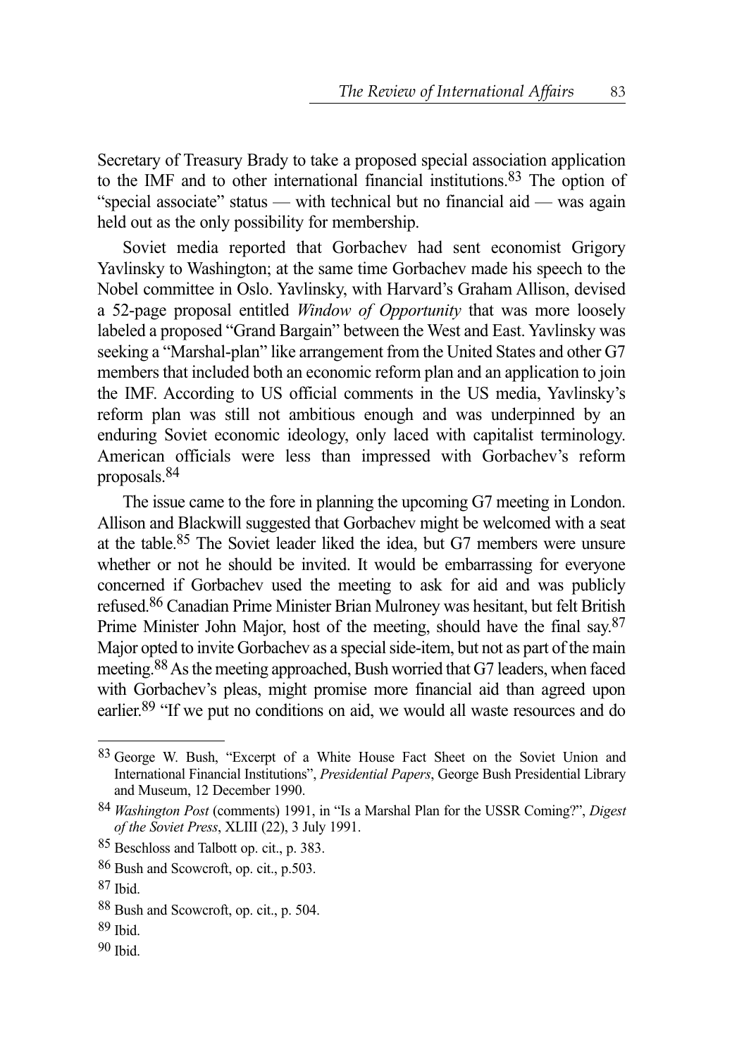Secretary of Treasury Brady to take a proposed special association application to the IMF and to other international financial institutions.[83] The option of "special associate" status — with technical but no financial aid — was again held out as the only possibility for membership.

Soviet media reported that Gorbachev had sent economist Grigory Yavlinsky to Washington; at the same time Gorbachev made his speech to the Nobel committee in Oslo. Yavlinsky, with Harvard's Graham Allison, devised a 52-page proposal entitled *Window of Opportunity* that was more loosely labeled a proposed "Grand Bargain" between the West and East. Yavlinsky was seeking a "Marshal-plan" like arrangement from the United States and other G7 members that included both an economic reform plan and an application to join the IMF. According to US official comments in the US media, Yavlinsky's reform plan was still not ambitious enough and was underpinned by an enduring Soviet economic ideology, only laced with capitalist terminology. American officials were less than impressed with Gorbachev's reform proposals.[84]

The issue came to the fore in planning the upcoming G7 meeting in London. Allison and Blackwill suggested that Gorbachev might be welcomed with a seat at the table.[85] The Soviet leader liked the idea, but G7 members were unsure whether or not he should be invited. It would be embarrassing for everyone concerned if Gorbachev used the meeting to ask for aid and was publicly refused.[86] Canadian Prime Minister Brian Mulroney was hesitant, but felt British Prime Minister John Major, host of the meeting, should have the final say.[87] Major opted to invite Gorbachev as a special side-item, but not as part of the main meeting.[88] As the meeting approached, Bush worried that G7 leaders, when faced with Gorbachev's pleas, might promise more financial aid than agreed upon earlier.[89] "If we put no conditions on aid, we would all waste resources and do

---

[83] George W. Bush, "Excerpt of a White House Fact Sheet on the Soviet Union and International Financial Institutions", *Presidential Papers*, George Bush Presidential Library and Museum, 12 December 1990.

[84] *Washington Post* (comments) 1991, in "Is a Marshal Plan for the USSR Coming?", *Digest of the Soviet Press*, XLIII (22), 3 July 1991.

[85] Beschloss and Talbott op. cit., p. 383.

[86] Bush and Scowcroft, op. cit., p.503.

[87] Ibid.

[88] Bush and Scowcroft, op. cit., p. 504.

[89] Ibid.

[90] Ibid.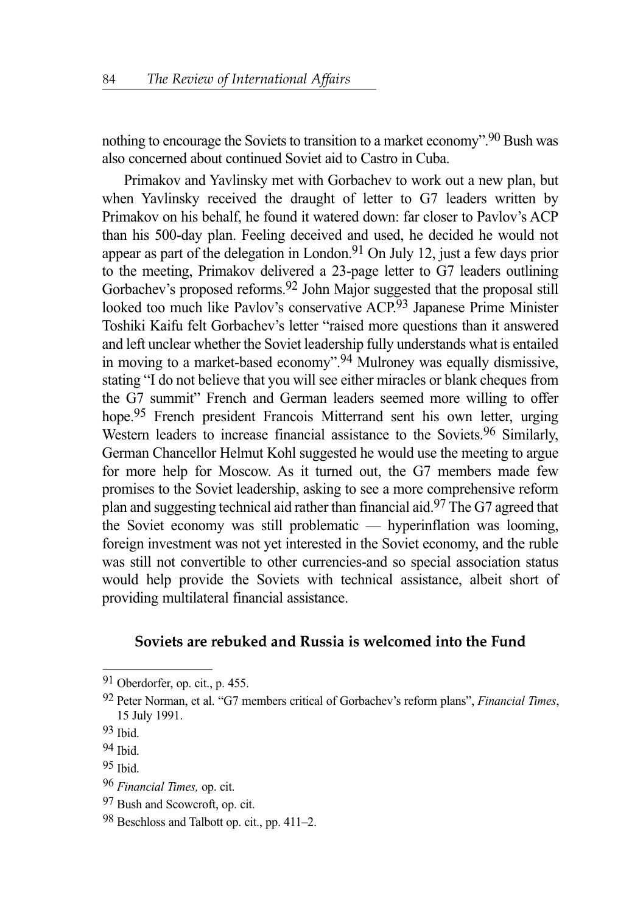nothing to encourage the Soviets to transition to a market economy".[90] Bush was also concerned about continued Soviet aid to Castro in Cuba.

Primakov and Yavlinsky met with Gorbachev to work out a new plan, but when Yavlinsky received the draught of letter to G7 leaders written by Primakov on his behalf, he found it watered down: far closer to Pavlov's ACP than his 500-day plan. Feeling deceived and used, he decided he would not appear as part of the delegation in London.[91] On July 12, just a few days prior to the meeting, Primakov delivered a 23-page letter to G7 leaders outlining Gorbachev's proposed reforms.[92] John Major suggested that the proposal still looked too much like Pavlov's conservative ACP.[93] Japanese Prime Minister Toshiki Kaifu felt Gorbachev's letter "raised more questions than it answered and left unclear whether the Soviet leadership fully understands what is entailed in moving to a market-based economy".[94] Mulroney was equally dismissive, stating "I do not believe that you will see either miracles or blank cheques from the G7 summit" French and German leaders seemed more willing to offer hope.[95] French president Francois Mitterrand sent his own letter, urging Western leaders to increase financial assistance to the Soviets.[96] Similarly, German Chancellor Helmut Kohl suggested he would use the meeting to argue for more help for Moscow. As it turned out, the G7 members made few promises to the Soviet leadership, asking to see a more comprehensive reform plan and suggesting technical aid rather than financial aid.[97] The G7 agreed that the Soviet economy was still problematic — hyperinflation was looming, foreign investment was not yet interested in the Soviet economy, and the ruble was still not convertible to other currencies-and so special association status would help provide the Soviets with technical assistance, albeit short of providing multilateral financial assistance.

## Soviets are rebuked and Russia is welcomed into the Fund

---

[91] Oberdorfer, op. cit., p. 455.

[92] Peter Norman, et al. "G7 members critical of Gorbachev's reform plans", *Financial Times*, 15 July 1991.

[93] Ibid.

[94] Ibid.

[95] Ibid.

[96] *Financial Times,* op. cit.

[97] Bush and Scowcroft, op. cit.

[98] Beschloss and Talbott op. cit., pp. 411–2.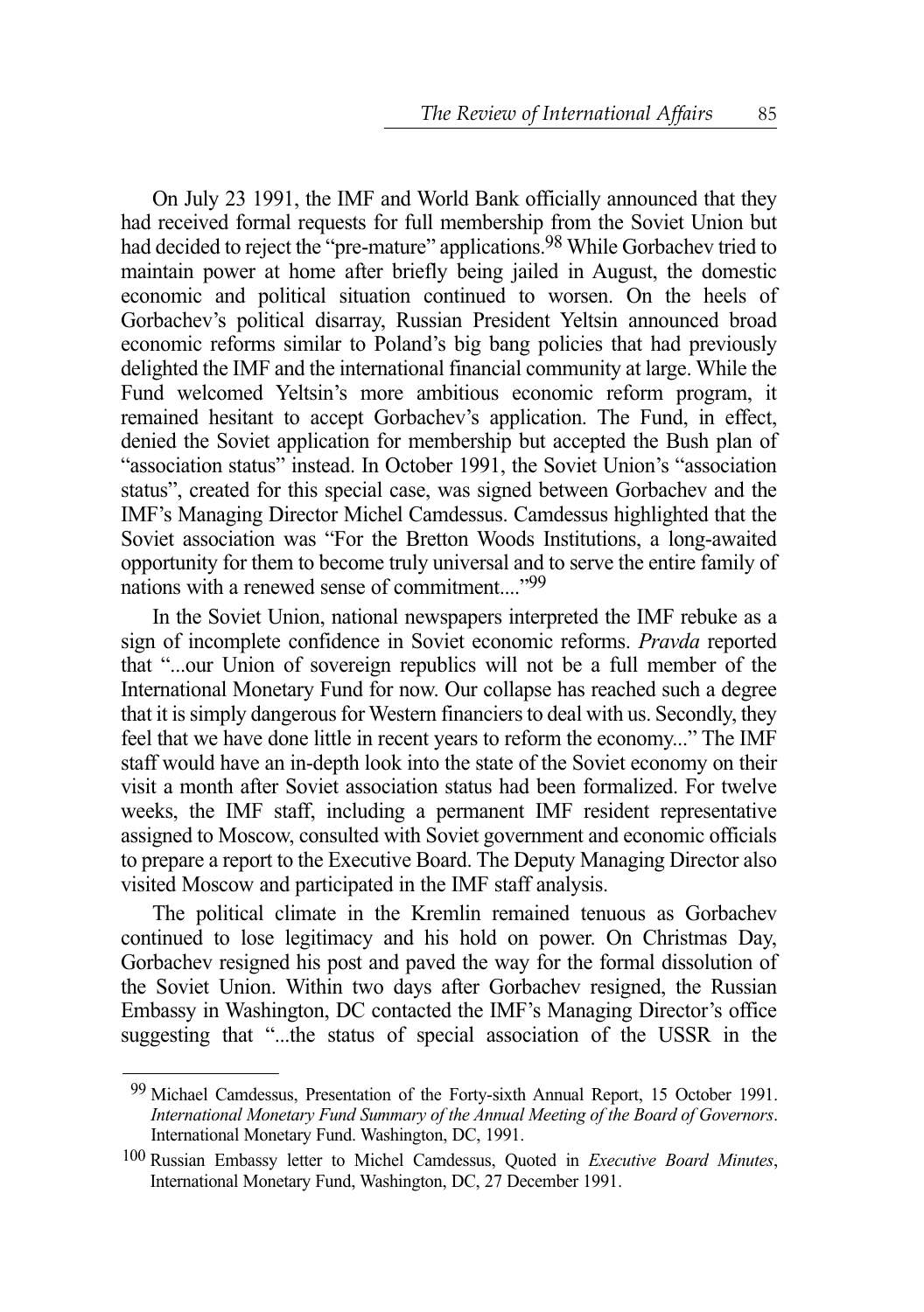On July 23 1991, the IMF and World Bank officially announced that they had received formal requests for full membership from the Soviet Union but had decided to reject the "pre-mature" applications.[98] While Gorbachev tried to maintain power at home after briefly being jailed in August, the domestic economic and political situation continued to worsen. On the heels of Gorbachev's political disarray, Russian President Yeltsin announced broad economic reforms similar to Poland's big bang policies that had previously delighted the IMF and the international financial community at large. While the Fund welcomed Yeltsin's more ambitious economic reform program, it remained hesitant to accept Gorbachev's application. The Fund, in effect, denied the Soviet application for membership but accepted the Bush plan of "association status" instead. In October 1991, the Soviet Union's "association status", created for this special case, was signed between Gorbachev and the IMF's Managing Director Michel Camdessus. Camdessus highlighted that the Soviet association was "For the Bretton Woods Institutions, a long-awaited opportunity for them to become truly universal and to serve the entire family of nations with a renewed sense of commitment...."[99]

In the Soviet Union, national newspapers interpreted the IMF rebuke as a sign of incomplete confidence in Soviet economic reforms. *Pravda* reported that "...our Union of sovereign republics will not be a full member of the International Monetary Fund for now. Our collapse has reached such a degree that it is simply dangerous for Western financiers to deal with us. Secondly, they feel that we have done little in recent years to reform the economy..." The IMF staff would have an in-depth look into the state of the Soviet economy on their visit a month after Soviet association status had been formalized. For twelve weeks, the IMF staff, including a permanent IMF resident representative assigned to Moscow, consulted with Soviet government and economic officials to prepare a report to the Executive Board. The Deputy Managing Director also visited Moscow and participated in the IMF staff analysis.

The political climate in the Kremlin remained tenuous as Gorbachev continued to lose legitimacy and his hold on power. On Christmas Day, Gorbachev resigned his post and paved the way for the formal dissolution of the Soviet Union. Within two days after Gorbachev resigned, the Russian Embassy in Washington, DC contacted the IMF's Managing Director's office suggesting that "...the status of special association of the USSR in the

---

[99] Michael Camdessus, Presentation of the Forty-sixth Annual Report, 15 October 1991. *International Monetary Fund Summary of the Annual Meeting of the Board of Governors*. International Monetary Fund. Washington, DC, 1991.

[100] Russian Embassy letter to Michel Camdessus, Quoted in *Executive Board Minutes*, International Monetary Fund, Washington, DC, 27 December 1991.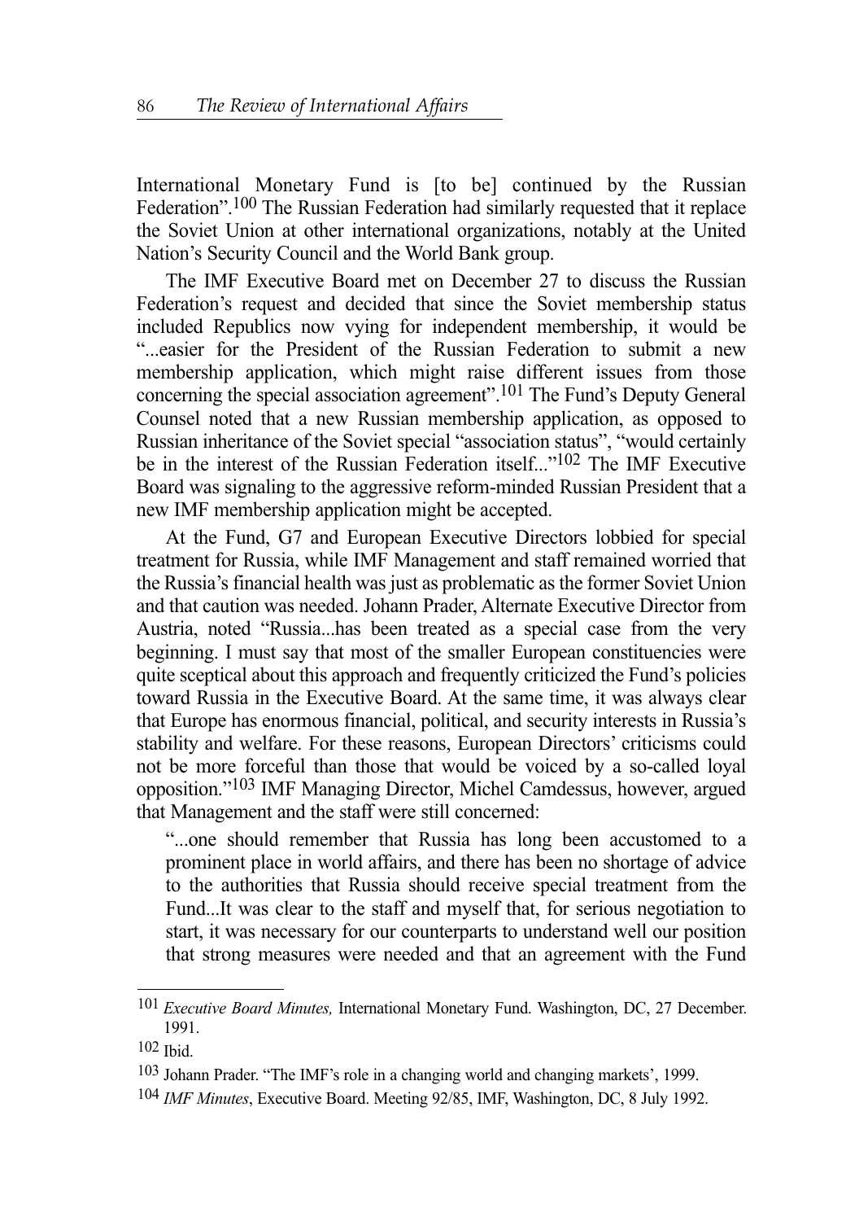International Monetary Fund is [to be] continued by the Russian Federation".[100] The Russian Federation had similarly requested that it replace the Soviet Union at other international organizations, notably at the United Nation's Security Council and the World Bank group.

The IMF Executive Board met on December 27 to discuss the Russian Federation's request and decided that since the Soviet membership status included Republics now vying for independent membership, it would be "...easier for the President of the Russian Federation to submit a new membership application, which might raise different issues from those concerning the special association agreement".[101] The Fund's Deputy General Counsel noted that a new Russian membership application, as opposed to Russian inheritance of the Soviet special "association status", "would certainly be in the interest of the Russian Federation itself..."[102] The IMF Executive Board was signaling to the aggressive reform-minded Russian President that a new IMF membership application might be accepted.

At the Fund, G7 and European Executive Directors lobbied for special treatment for Russia, while IMF Management and staff remained worried that the Russia's financial health was just as problematic as the former Soviet Union and that caution was needed. Johann Prader, Alternate Executive Director from Austria, noted "Russia...has been treated as a special case from the very beginning. I must say that most of the smaller European constituencies were quite sceptical about this approach and frequently criticized the Fund's policies toward Russia in the Executive Board. At the same time, it was always clear that Europe has enormous financial, political, and security interests in Russia's stability and welfare. For these reasons, European Directors' criticisms could not be more forceful than those that would be voiced by a so-called loyal opposition."[103] IMF Managing Director, Michel Camdessus, however, argued that Management and the staff were still concerned:

> "...one should remember that Russia has long been accustomed to a prominent place in world affairs, and there has been no shortage of advice to the authorities that Russia should receive special treatment from the Fund...It was clear to the staff and myself that, for serious negotiation to start, it was necessary for our counterparts to understand well our position that strong measures were needed and that an agreement with the Fund

---

[101] *Executive Board Minutes,* International Monetary Fund. Washington, DC, 27 December. 1991.

[102] Ibid.

[103] Johann Prader. "The IMF's role in a changing world and changing markets', 1999.

[104] *IMF Minutes*, Executive Board. Meeting 92/85, IMF, Washington, DC, 8 July 1992.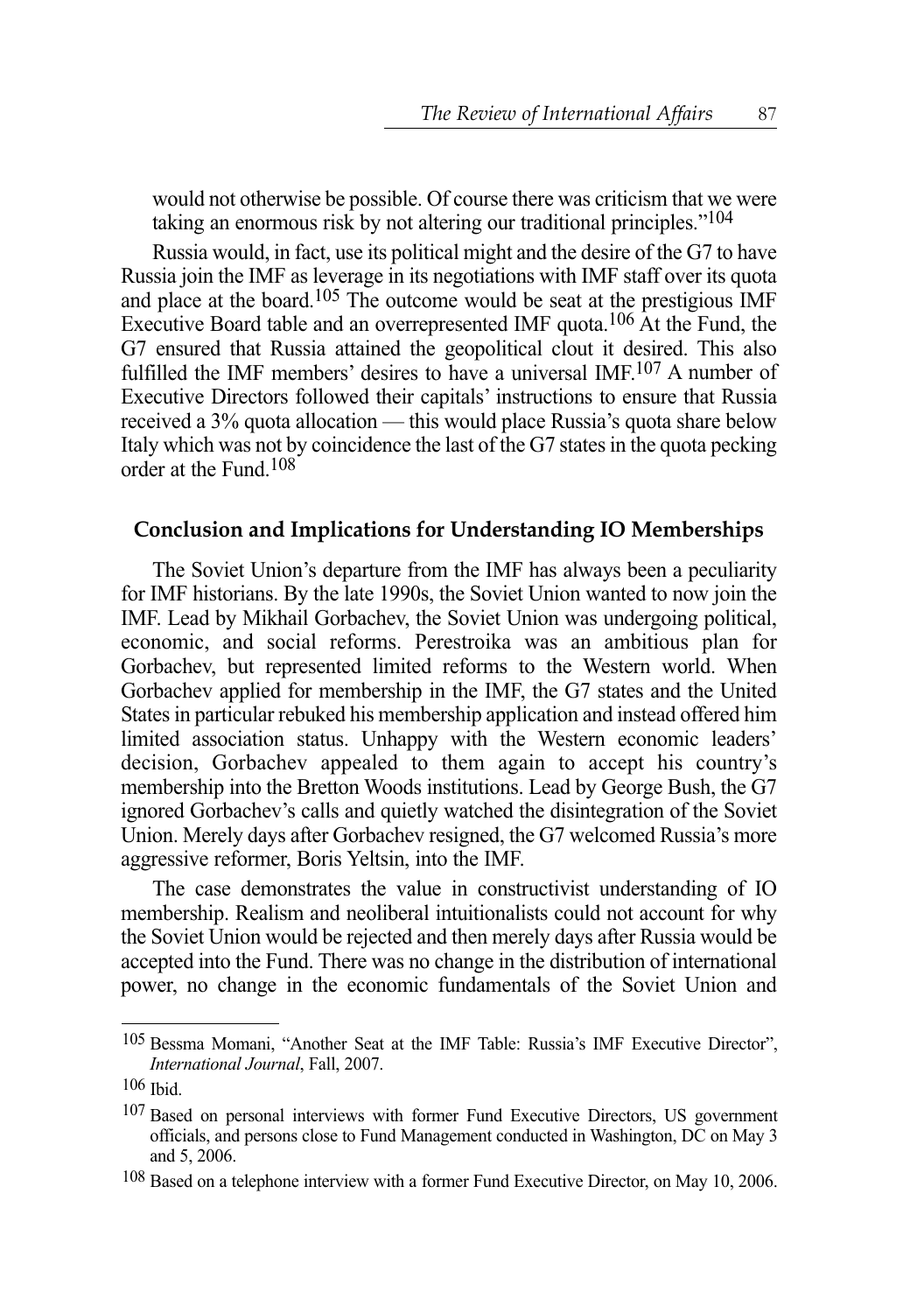would not otherwise be possible. Of course there was criticism that we were taking an enormous risk by not altering our traditional principles."[104]

Russia would, in fact, use its political might and the desire of the G7 to have Russia join the IMF as leverage in its negotiations with IMF staff over its quota and place at the board.[105] The outcome would be seat at the prestigious IMF Executive Board table and an overrepresented IMF quota.[106] At the Fund, the G7 ensured that Russia attained the geopolitical clout it desired. This also fulfilled the IMF members' desires to have a universal IMF.[107] A number of Executive Directors followed their capitals' instructions to ensure that Russia received a 3% quota allocation — this would place Russia's quota share below Italy which was not by coincidence the last of the G7 states in the quota pecking order at the Fund.[108]

## Conclusion and Implications for Understanding IO Memberships

The Soviet Union's departure from the IMF has always been a peculiarity for IMF historians. By the late 1990s, the Soviet Union wanted to now join the IMF. Lead by Mikhail Gorbachev, the Soviet Union was undergoing political, economic, and social reforms. Perestroika was an ambitious plan for Gorbachev, but represented limited reforms to the Western world. When Gorbachev applied for membership in the IMF, the G7 states and the United States in particular rebuked his membership application and instead offered him limited association status. Unhappy with the Western economic leaders' decision, Gorbachev appealed to them again to accept his country's membership into the Bretton Woods institutions. Lead by George Bush, the G7 ignored Gorbachev's calls and quietly watched the disintegration of the Soviet Union. Merely days after Gorbachev resigned, the G7 welcomed Russia's more aggressive reformer, Boris Yeltsin, into the IMF.

The case demonstrates the value in constructivist understanding of IO membership. Realism and neoliberal intuitionalists could not account for why the Soviet Union would be rejected and then merely days after Russia would be accepted into the Fund. There was no change in the distribution of international power, no change in the economic fundamentals of the Soviet Union and

---

[105] Bessma Momani, "Another Seat at the IMF Table: Russia's IMF Executive Director", *International Journal*, Fall, 2007.

[106] Ibid.

[107] Based on personal interviews with former Fund Executive Directors, US government officials, and persons close to Fund Management conducted in Washington, DC on May 3 and 5, 2006.

[108] Based on a telephone interview with a former Fund Executive Director, on May 10, 2006.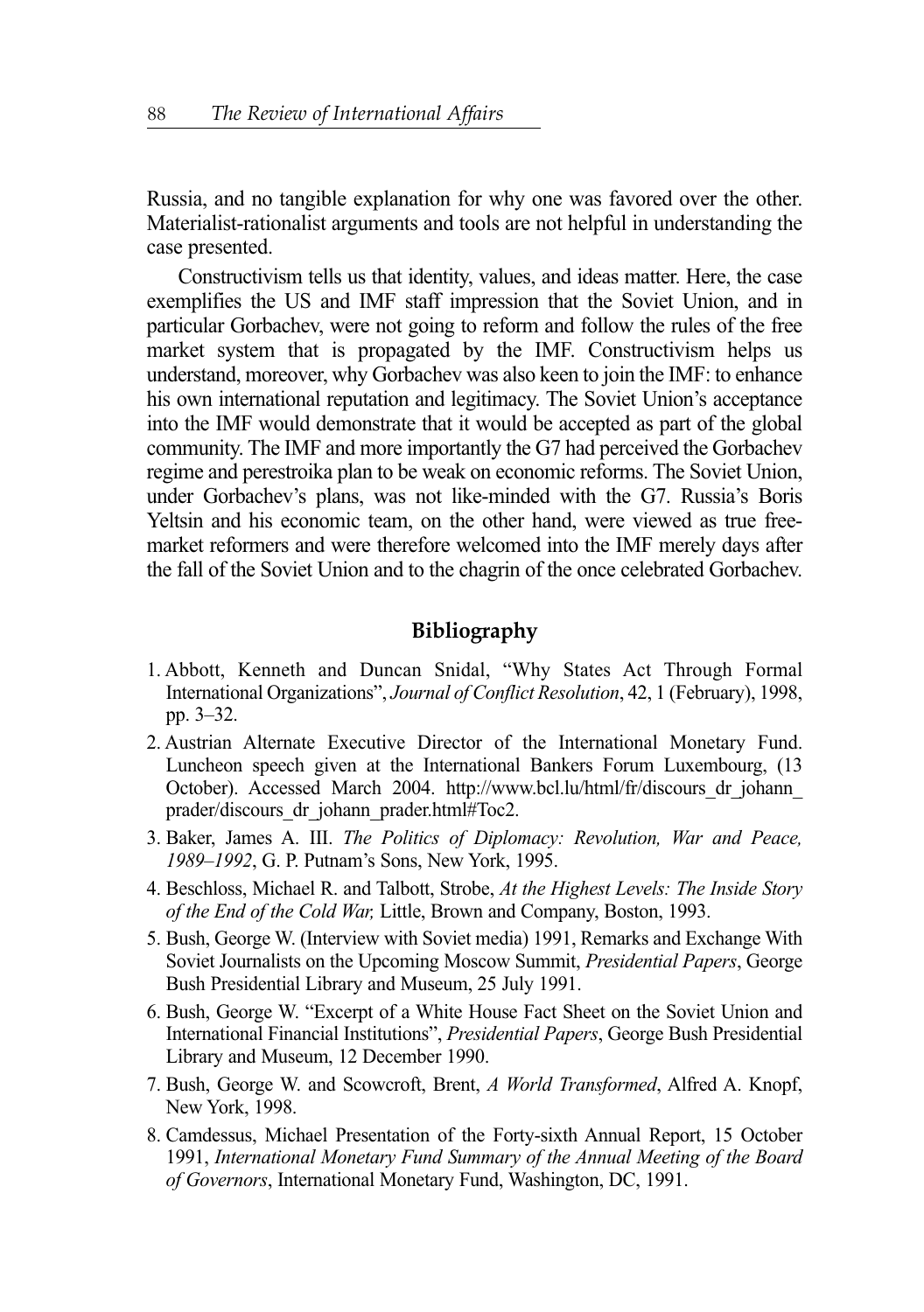Russia, and no tangible explanation for why one was favored over the other. Materialist-rationalist arguments and tools are not helpful in understanding the case presented.

Constructivism tells us that identity, values, and ideas matter. Here, the case exemplifies the US and IMF staff impression that the Soviet Union, and in particular Gorbachev, were not going to reform and follow the rules of the free market system that is propagated by the IMF. Constructivism helps us understand, moreover, why Gorbachev was also keen to join the IMF: to enhance his own international reputation and legitimacy. The Soviet Union's acceptance into the IMF would demonstrate that it would be accepted as part of the global community. The IMF and more importantly the G7 had perceived the Gorbachev regime and perestroika plan to be weak on economic reforms. The Soviet Union, under Gorbachev's plans, was not like-minded with the G7. Russia's Boris Yeltsin and his economic team, on the other hand, were viewed as true free-market reformers and were therefore welcomed into the IMF merely days after the fall of the Soviet Union and to the chagrin of the once celebrated Gorbachev.

## Bibliography

1. Abbott, Kenneth and Duncan Snidal, "Why States Act Through Formal International Organizations", *Journal of Conflict Resolution*, 42, 1 (February), 1998, pp. 3–32.
2. Austrian Alternate Executive Director of the International Monetary Fund. Luncheon speech given at the International Bankers Forum Luxembourg, (13 October). Accessed March 2004. http://www.bcl.lu/html/fr/discours_dr_johann_prader/discours_dr_johann_prader.html#Toc2.
3. Baker, James A. III. *The Politics of Diplomacy: Revolution, War and Peace, 1989–1992*, G. P. Putnam's Sons, New York, 1995.
4. Beschloss, Michael R. and Talbott, Strobe, *At the Highest Levels: The Inside Story of the End of the Cold War,* Little, Brown and Company, Boston, 1993.
5. Bush, George W. (Interview with Soviet media) 1991, Remarks and Exchange With Soviet Journalists on the Upcoming Moscow Summit, *Presidential Papers*, George Bush Presidential Library and Museum, 25 July 1991.
6. Bush, George W. "Excerpt of a White House Fact Sheet on the Soviet Union and International Financial Institutions", *Presidential Papers*, George Bush Presidential Library and Museum, 12 December 1990.
7. Bush, George W. and Scowcroft, Brent, *A World Transformed*, Alfred A. Knopf, New York, 1998.
8. Camdessus, Michael Presentation of the Forty-sixth Annual Report, 15 October 1991, *International Monetary Fund Summary of the Annual Meeting of the Board of Governors*, International Monetary Fund, Washington, DC, 1991.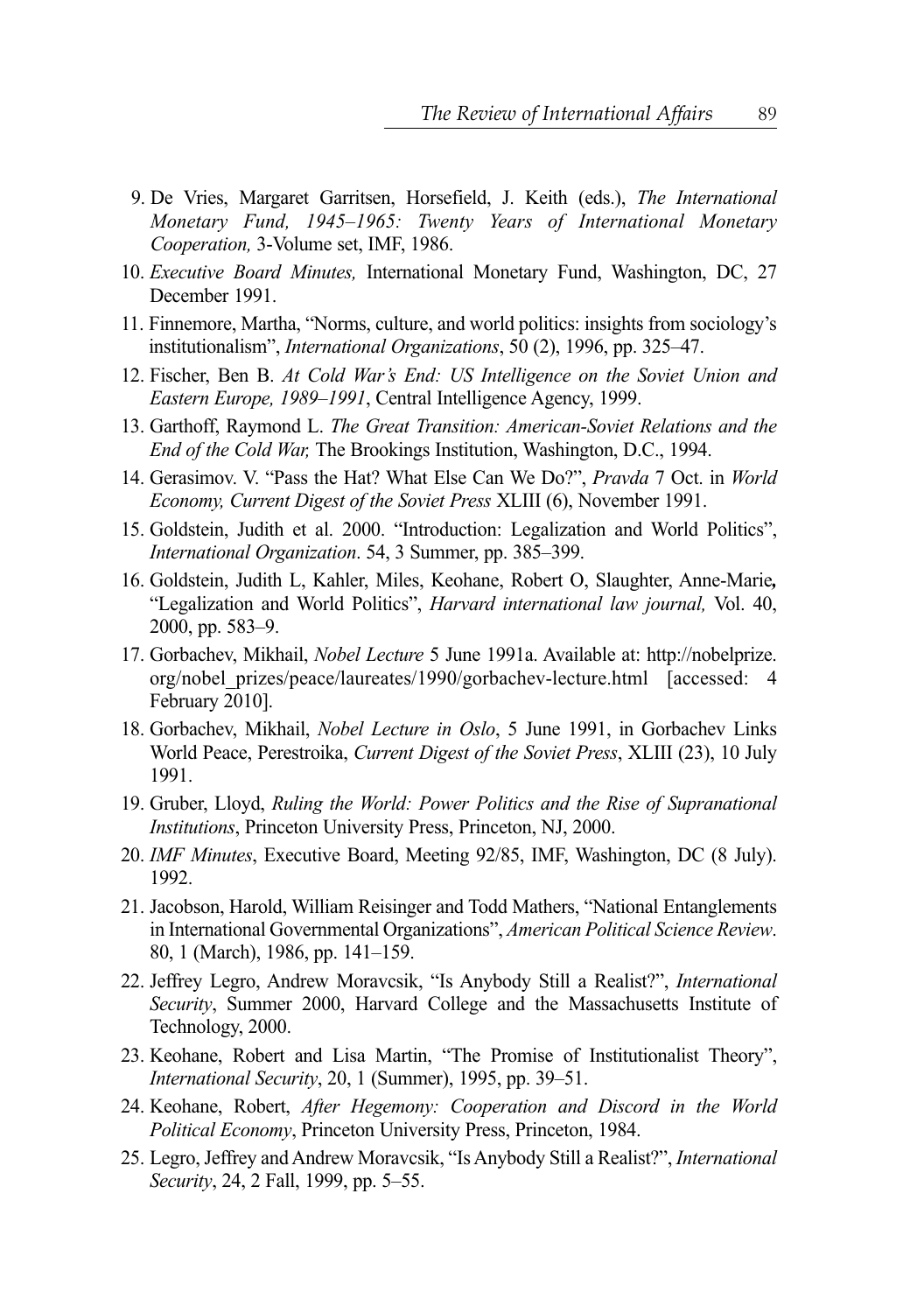9. De Vries, Margaret Garritsen, Horsefield, J. Keith (eds.), *The International Monetary Fund, 1945–1965: Twenty Years of International Monetary Cooperation,* 3-Volume set, IMF, 1986.
10. *Executive Board Minutes,* International Monetary Fund, Washington, DC, 27 December 1991.
11. Finnemore, Martha, "Norms, culture, and world politics: insights from sociology's institutionalism", *International Organizations*, 50 (2), 1996, pp. 325–47.
12. Fischer, Ben B. *At Cold War's End: US Intelligence on the Soviet Union and Eastern Europe, 1989–1991*, Central Intelligence Agency, 1999.
13. Garthoff, Raymond L. *The Great Transition: American-Soviet Relations and the End of the Cold War,* The Brookings Institution, Washington, D.C., 1994.
14. Gerasimov. V. "Pass the Hat? What Else Can We Do?", *Pravda* 7 Oct. in *World Economy, Current Digest of the Soviet Press* XLIII (6), November 1991.
15. Goldstein, Judith et al. 2000. "Introduction: Legalization and World Politics", *International Organization*. 54, 3 Summer, pp. 385–399.
16. Goldstein, Judith L, Kahler, Miles, Keohane, Robert O, Slaughter, Anne-Marie**,** "Legalization and World Politics", *Harvard international law journal,* Vol. 40, 2000, pp. 583–9.
17. Gorbachev, Mikhail, *Nobel Lecture* 5 June 1991a. Available at: http://nobelprize.org/nobel_prizes/peace/laureates/1990/gorbachev-lecture.html [accessed: 4 February 2010].
18. Gorbachev, Mikhail, *Nobel Lecture in Oslo*, 5 June 1991, in Gorbachev Links World Peace, Perestroika, *Current Digest of the Soviet Press*, XLIII (23), 10 July 1991.
19. Gruber, Lloyd, *Ruling the World: Power Politics and the Rise of Supranational Institutions*, Princeton University Press, Princeton, NJ, 2000.
20. *IMF Minutes*, Executive Board, Meeting 92/85, IMF, Washington, DC (8 July). 1992.
21. Jacobson, Harold, William Reisinger and Todd Mathers, "National Entanglements in International Governmental Organizations", *American Political Science Review*. 80, 1 (March), 1986, pp. 141–159.
22. Jeffrey Legro, Andrew Moravcsik, "Is Anybody Still a Realist?", *International Security*, Summer 2000, Harvard College and the Massachusetts Institute of Technology, 2000.
23. Keohane, Robert and Lisa Martin, "The Promise of Institutionalist Theory", *International Security*, 20, 1 (Summer), 1995, pp. 39–51.
24. Keohane, Robert, *After Hegemony: Cooperation and Discord in the World Political Economy*, Princeton University Press, Princeton, 1984.
25. Legro, Jeffrey and Andrew Moravcsik, "Is Anybody Still a Realist?", *International Security*, 24, 2 Fall, 1999, pp. 5–55.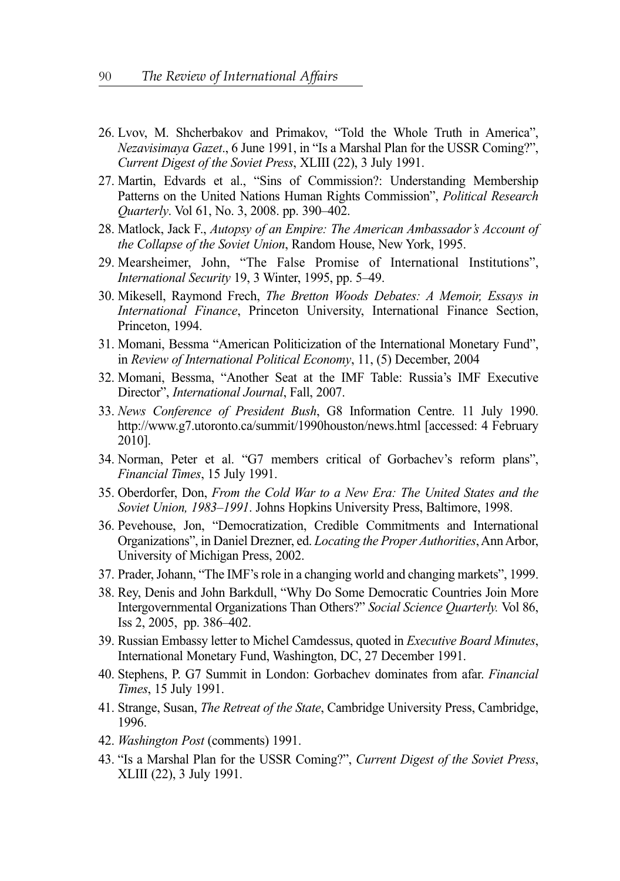26. Lvov, M. Shcherbakov and Primakov, "Told the Whole Truth in America", *Nezavisimaya Gazet*., 6 June 1991, in "Is a Marshal Plan for the USSR Coming?", *Current Digest of the Soviet Press*, XLIII (22), 3 July 1991.
27. Martin, Edvards et al., "Sins of Commission?: Understanding Membership Patterns on the United Nations Human Rights Commission", *Political Research Quarterly*. Vol 61, No. 3, 2008. pp. 390–402.
28. Matlock, Jack F., *Autopsy of an Empire: The American Ambassador's Account of the Collapse of the Soviet Union*, Random House, New York, 1995.
29. Mearsheimer, John, "The False Promise of International Institutions", *International Security* 19, 3 Winter, 1995, pp. 5–49.
30. Mikesell, Raymond Frech, *The Bretton Woods Debates: A Memoir, Essays in International Finance*, Princeton University, International Finance Section, Princeton, 1994.
31. Momani, Bessma "American Politicization of the International Monetary Fund", in *Review of International Political Economy*, 11, (5) December, 2004
32. Momani, Bessma, "Another Seat at the IMF Table: Russia's IMF Executive Director", *International Journal*, Fall, 2007.
33. *News Conference of President Bush*, G8 Information Centre. 11 July 1990. http://www.g7.utoronto.ca/summit/1990houston/news.html [accessed: 4 February 2010].
34. Norman, Peter et al. "G7 members critical of Gorbachev's reform plans", *Financial Times*, 15 July 1991.
35. Oberdorfer, Don, *From the Cold War to a New Era: The United States and the Soviet Union, 1983–1991*. Johns Hopkins University Press, Baltimore, 1998.
36. Pevehouse, Jon, "Democratization, Credible Commitments and International Organizations", in Daniel Drezner, ed. *Locating the Proper Authorities*, Ann Arbor, University of Michigan Press, 2002.
37. Prader, Johann, "The IMF's role in a changing world and changing markets", 1999.
38. Rey, Denis and John Barkdull, "Why Do Some Democratic Countries Join More Intergovernmental Organizations Than Others?" *Social Science Quarterly.* Vol 86, Iss 2, 2005, pp. 386–402.
39. Russian Embassy letter to Michel Camdessus, quoted in *Executive Board Minutes*, International Monetary Fund, Washington, DC, 27 December 1991.
40. Stephens, P. G7 Summit in London: Gorbachev dominates from afar. *Financial Times*, 15 July 1991.
41. Strange, Susan, *The Retreat of the State*, Cambridge University Press, Cambridge, 1996.
42. *Washington Post* (comments) 1991.
43. "Is a Marshal Plan for the USSR Coming?", *Current Digest of the Soviet Press*, XLIII (22), 3 July 1991.